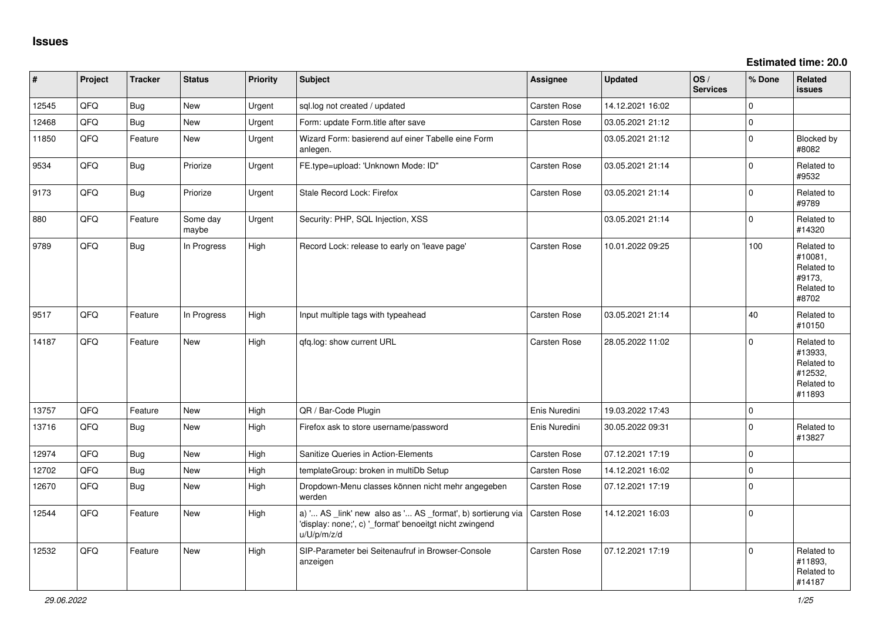# Issues

**Estimated time: 20.0**

| # | Project | Tracker | Status | Priority | Subject | Assignee | Updated | OS / Services | % Done | Related issues |
|---|---|---|---|---|---|---|---|---|---|---|
| 12545 | QFQ | Bug | New | Urgent | sql.log not created / updated | Carsten Rose | 14.12.2021 16:02 | | 0 | |
| 12468 | QFQ | Bug | New | Urgent | Form: update Form.title after save | Carsten Rose | 03.05.2021 21:12 | | 0 | |
| 11850 | QFQ | Feature | New | Urgent | Wizard Form: basierend auf einer Tabelle eine Form anlegen. | | 03.05.2021 21:12 | | 0 | Blocked by #8082 |
| 9534 | QFQ | Bug | Priorize | Urgent | FE.type=upload: 'Unknown Mode: ID" | Carsten Rose | 03.05.2021 21:14 | | 0 | Related to #9532 |
| 9173 | QFQ | Bug | Priorize | Urgent | Stale Record Lock: Firefox | Carsten Rose | 03.05.2021 21:14 | | 0 | Related to #9789 |
| 880 | QFQ | Feature | Some day maybe | Urgent | Security: PHP, SQL Injection, XSS | | 03.05.2021 21:14 | | 0 | Related to #14320 |
| 9789 | QFQ | Bug | In Progress | High | Record Lock: release to early on 'leave page' | Carsten Rose | 10.01.2022 09:25 | | 100 | Related to #10081, Related to #9173, Related to #8702 |
| 9517 | QFQ | Feature | In Progress | High | Input multiple tags with typeahead | Carsten Rose | 03.05.2021 21:14 | | 40 | Related to #10150 |
| 14187 | QFQ | Feature | New | High | qfq.log: show current URL | Carsten Rose | 28.05.2022 11:02 | | 0 | Related to #13933, Related to #12532, Related to #11893 |
| 13757 | QFQ | Feature | New | High | QR / Bar-Code Plugin | Enis Nuredini | 19.03.2022 17:43 | | 0 | |
| 13716 | QFQ | Bug | New | High | Firefox ask to store username/password | Enis Nuredini | 30.05.2022 09:31 | | 0 | Related to #13827 |
| 12974 | QFQ | Bug | New | High | Sanitize Queries in Action-Elements | Carsten Rose | 07.12.2021 17:19 | | 0 | |
| 12702 | QFQ | Bug | New | High | templateGroup: broken in multiDb Setup | Carsten Rose | 14.12.2021 16:02 | | 0 | |
| 12670 | QFQ | Bug | New | High | Dropdown-Menu classes können nicht mehr angegeben werden | Carsten Rose | 07.12.2021 17:19 | | 0 | |
| 12544 | QFQ | Feature | New | High | a) '... AS _link' new also as '... AS _format', b) sortierung via 'display: none;', c) '_format' benoeitgt nicht zwingend u/U/p/m/z/d | Carsten Rose | 14.12.2021 16:03 | | 0 | |
| 12532 | QFQ | Feature | New | High | SIP-Parameter bei Seitenaufruf in Browser-Console anzeigen | Carsten Rose | 07.12.2021 17:19 | | 0 | Related to #11893, Related to #14187 |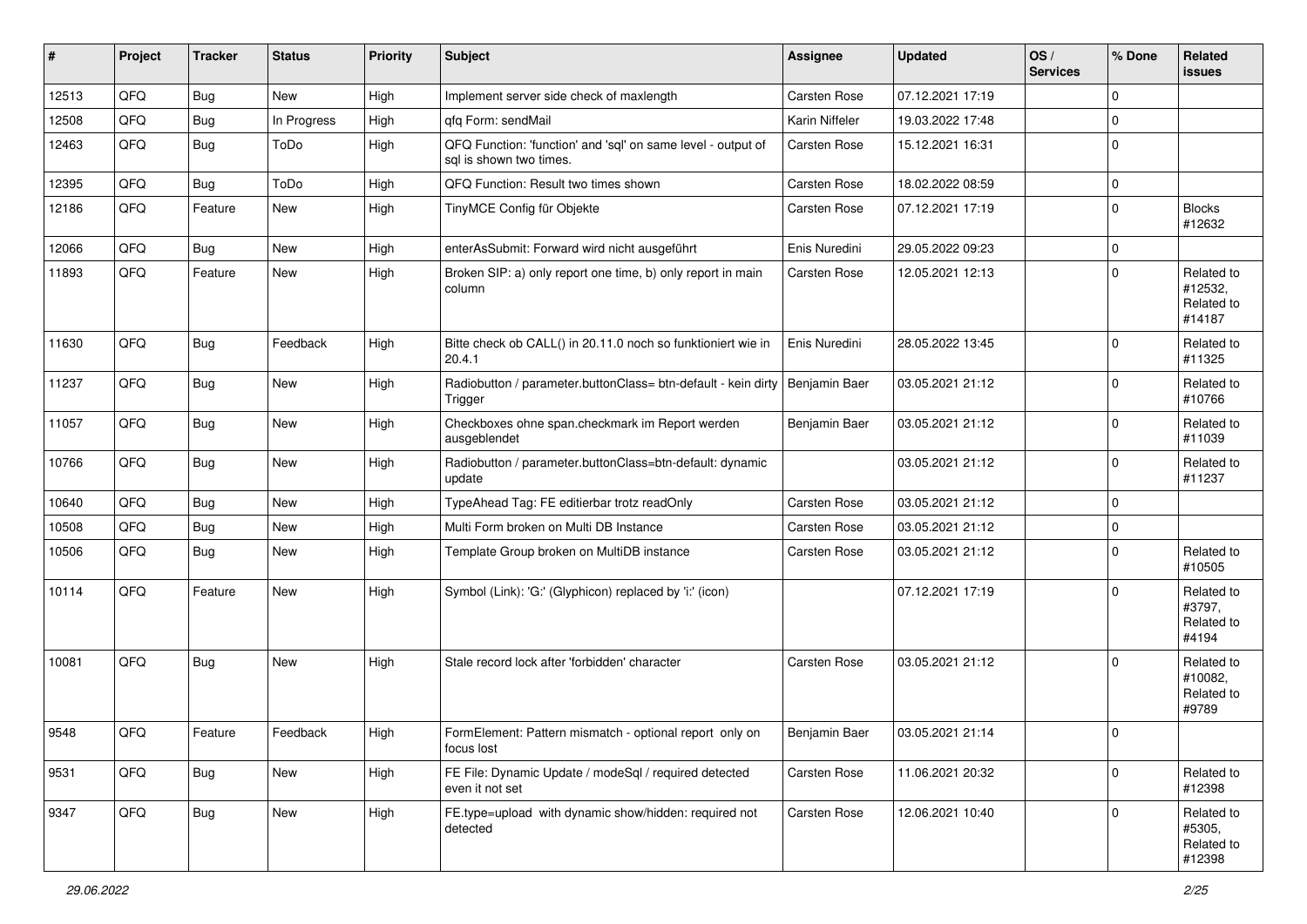| # | Project | Tracker | Status | Priority | Subject | Assignee | Updated | OS / Services | % Done | Related issues |
|---|---|---|---|---|---|---|---|---|---|---|
| 12513 | QFQ | Bug | New | High | Implement server side check of maxlength | Carsten Rose | 07.12.2021 17:19 | | 0 | |
| 12508 | QFQ | Bug | In Progress | High | qfq Form: sendMail | Karin Niffeler | 19.03.2022 17:48 | | 0 | |
| 12463 | QFQ | Bug | ToDo | High | QFQ Function: 'function' and 'sql' on same level - output of sql is shown two times. | Carsten Rose | 15.12.2021 16:31 | | 0 | |
| 12395 | QFQ | Bug | ToDo | High | QFQ Function: Result two times shown | Carsten Rose | 18.02.2022 08:59 | | 0 | |
| 12186 | QFQ | Feature | New | High | TinyMCE Config für Objekte | Carsten Rose | 07.12.2021 17:19 | | 0 | Blocks #12632 |
| 12066 | QFQ | Bug | New | High | enterAsSubmit: Forward wird nicht ausgeführt | Enis Nuredini | 29.05.2022 09:23 | | 0 | |
| 11893 | QFQ | Feature | New | High | Broken SIP: a) only report one time, b) only report in main column | Carsten Rose | 12.05.2021 12:13 | | 0 | Related to #12532, Related to #14187 |
| 11630 | QFQ | Bug | Feedback | High | Bitte check ob CALL() in 20.11.0 noch so funktioniert wie in 20.4.1 | Enis Nuredini | 28.05.2022 13:45 | | 0 | Related to #11325 |
| 11237 | QFQ | Bug | New | High | Radiobutton / parameter.buttonClass= btn-default - kein dirty Trigger | Benjamin Baer | 03.05.2021 21:12 | | 0 | Related to #10766 |
| 11057 | QFQ | Bug | New | High | Checkboxes ohne span.checkmark im Report werden ausgeblendet | Benjamin Baer | 03.05.2021 21:12 | | 0 | Related to #11039 |
| 10766 | QFQ | Bug | New | High | Radiobutton / parameter.buttonClass=btn-default: dynamic update | | 03.05.2021 21:12 | | 0 | Related to #11237 |
| 10640 | QFQ | Bug | New | High | TypeAhead Tag: FE editierbar trotz readOnly | Carsten Rose | 03.05.2021 21:12 | | 0 | |
| 10508 | QFQ | Bug | New | High | Multi Form broken on Multi DB Instance | Carsten Rose | 03.05.2021 21:12 | | 0 | |
| 10506 | QFQ | Bug | New | High | Template Group broken on MultiDB instance | Carsten Rose | 03.05.2021 21:12 | | 0 | Related to #10505 |
| 10114 | QFQ | Feature | New | High | Symbol (Link): 'G:' (Glyphicon) replaced by 'i:' (icon) | | 07.12.2021 17:19 | | 0 | Related to #3797, Related to #4194 |
| 10081 | QFQ | Bug | New | High | Stale record lock after 'forbidden' character | Carsten Rose | 03.05.2021 21:12 | | 0 | Related to #10082, Related to #9789 |
| 9548 | QFQ | Feature | Feedback | High | FormElement: Pattern mismatch - optional report only on focus lost | Benjamin Baer | 03.05.2021 21:14 | | 0 | |
| 9531 | QFQ | Bug | New | High | FE File: Dynamic Update / modeSql / required detected even it not set | Carsten Rose | 11.06.2021 20:32 | | 0 | Related to #12398 |
| 9347 | QFQ | Bug | New | High | FE.type=upload with dynamic show/hidden: required not detected | Carsten Rose | 12.06.2021 10:40 | | 0 | Related to #5305, Related to #12398 |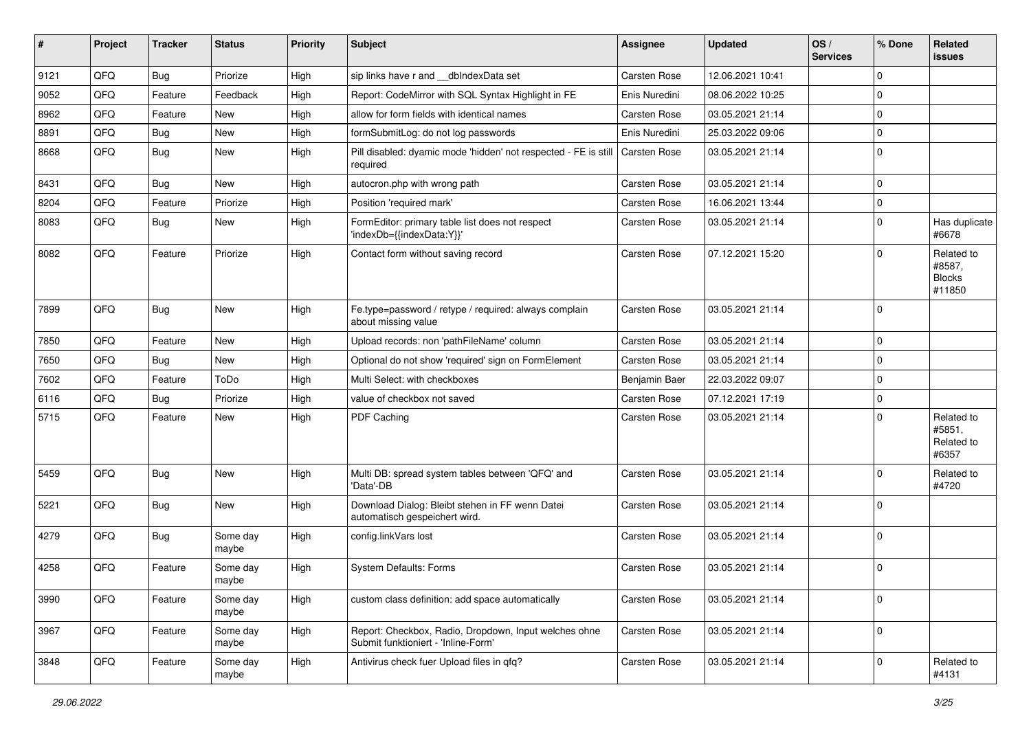| # | Project | Tracker | Status | Priority | Subject | Assignee | Updated | OS / Services | % Done | Related issues |
|---|---|---|---|---|---|---|---|---|---|---|
| 9121 | QFQ | Bug | Priorize | High | sip links have r and __dbIndexData set | Carsten Rose | 12.06.2021 10:41 | | 0 | |
| 9052 | QFQ | Feature | Feedback | High | Report: CodeMirror with SQL Syntax Highlight in FE | Enis Nuredini | 08.06.2022 10:25 | | 0 | |
| 8962 | QFQ | Feature | New | High | allow for form fields with identical names | Carsten Rose | 03.05.2021 21:14 | | 0 | |
| 8891 | QFQ | Bug | New | High | formSubmitLog: do not log passwords | Enis Nuredini | 25.03.2022 09:06 | | 0 | |
| 8668 | QFQ | Bug | New | High | Pill disabled: dyamic mode 'hidden' not respected - FE is still required | Carsten Rose | 03.05.2021 21:14 | | 0 | |
| 8431 | QFQ | Bug | New | High | autocron.php with wrong path | Carsten Rose | 03.05.2021 21:14 | | 0 | |
| 8204 | QFQ | Feature | Priorize | High | Position 'required mark' | Carsten Rose | 16.06.2021 13:44 | | 0 | |
| 8083 | QFQ | Bug | New | High | FormEditor: primary table list does not respect 'indexDb={{indexData:Y}}' | Carsten Rose | 03.05.2021 21:14 | | 0 | Has duplicate #6678 |
| 8082 | QFQ | Feature | Priorize | High | Contact form without saving record | Carsten Rose | 07.12.2021 15:20 | | 0 | Related to #8587, Blocks #11850 |
| 7899 | QFQ | Bug | New | High | Fe.type=password / retype / required: always complain about missing value | Carsten Rose | 03.05.2021 21:14 | | 0 | |
| 7850 | QFQ | Feature | New | High | Upload records: non 'pathFileName' column | Carsten Rose | 03.05.2021 21:14 | | 0 | |
| 7650 | QFQ | Bug | New | High | Optional do not show 'required' sign on FormElement | Carsten Rose | 03.05.2021 21:14 | | 0 | |
| 7602 | QFQ | Feature | ToDo | High | Multi Select: with checkboxes | Benjamin Baer | 22.03.2022 09:07 | | 0 | |
| 6116 | QFQ | Bug | Priorize | High | value of checkbox not saved | Carsten Rose | 07.12.2021 17:19 | | 0 | |
| 5715 | QFQ | Feature | New | High | PDF Caching | Carsten Rose | 03.05.2021 21:14 | | 0 | Related to #5851, Related to #6357 |
| 5459 | QFQ | Bug | New | High | Multi DB: spread system tables between 'QFQ' and 'Data'-DB | Carsten Rose | 03.05.2021 21:14 | | 0 | Related to #4720 |
| 5221 | QFQ | Bug | New | High | Download Dialog: Bleibt stehen in FF wenn Datei automatisch gespeichert wird. | Carsten Rose | 03.05.2021 21:14 | | 0 | |
| 4279 | QFQ | Bug | Some day maybe | High | config.linkVars lost | Carsten Rose | 03.05.2021 21:14 | | 0 | |
| 4258 | QFQ | Feature | Some day maybe | High | System Defaults: Forms | Carsten Rose | 03.05.2021 21:14 | | 0 | |
| 3990 | QFQ | Feature | Some day maybe | High | custom class definition: add space automatically | Carsten Rose | 03.05.2021 21:14 | | 0 | |
| 3967 | QFQ | Feature | Some day maybe | High | Report: Checkbox, Radio, Dropdown, Input welches ohne Submit funktioniert - 'Inline-Form' | Carsten Rose | 03.05.2021 21:14 | | 0 | |
| 3848 | QFQ | Feature | Some day maybe | High | Antivirus check fuer Upload files in qfq? | Carsten Rose | 03.05.2021 21:14 | | 0 | Related to #4131 |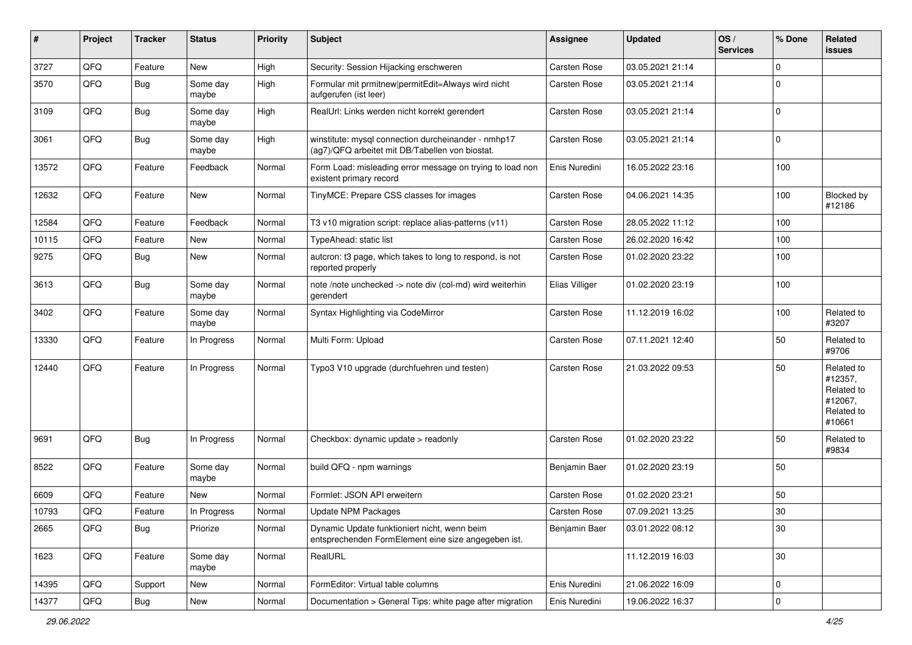| # | Project | Tracker | Status | Priority | Subject | Assignee | Updated | OS / Services | % Done | Related issues |
|---|---|---|---|---|---|---|---|---|---|---|
| 3727 | QFQ | Feature | New | High | Security: Session Hijacking erschweren | Carsten Rose | 03.05.2021 21:14 | | 0 | |
| 3570 | QFQ | Bug | Some day maybe | High | Formular mit prmitnew\|permitEdit=Always wird nicht aufgerufen (ist leer) | Carsten Rose | 03.05.2021 21:14 | | 0 | |
| 3109 | QFQ | Bug | Some day maybe | High | RealUrl: Links werden nicht korrekt gerendert | Carsten Rose | 03.05.2021 21:14 | | 0 | |
| 3061 | QFQ | Bug | Some day maybe | High | winstitute: mysql connection durcheinander - nmhp17 (ag7)/QFQ arbeitet mit DB/Tabellen von biostat. | Carsten Rose | 03.05.2021 21:14 | | 0 | |
| 13572 | QFQ | Feature | Feedback | Normal | Form Load: misleading error message on trying to load non existent primary record | Enis Nuredini | 16.05.2022 23:16 | | 100 | |
| 12632 | QFQ | Feature | New | Normal | TinyMCE: Prepare CSS classes for images | Carsten Rose | 04.06.2021 14:35 | | 100 | Blocked by #12186 |
| 12584 | QFQ | Feature | Feedback | Normal | T3 v10 migration script: replace alias-patterns (v11) | Carsten Rose | 28.05.2022 11:12 | | 100 | |
| 10115 | QFQ | Feature | New | Normal | TypeAhead: static list | Carsten Rose | 26.02.2020 16:42 | | 100 | |
| 9275 | QFQ | Bug | New | Normal | autcron: t3 page, which takes to long to respond, is not reported properly | Carsten Rose | 01.02.2020 23:22 | | 100 | |
| 3613 | QFQ | Bug | Some day maybe | Normal | note /note unchecked -> note div (col-md) wird weiterhin gerendert | Elias Villiger | 01.02.2020 23:19 | | 100 | |
| 3402 | QFQ | Feature | Some day maybe | Normal | Syntax Highlighting via CodeMirror | Carsten Rose | 11.12.2019 16:02 | | 100 | Related to #3207 |
| 13330 | QFQ | Feature | In Progress | Normal | Multi Form: Upload | Carsten Rose | 07.11.2021 12:40 | | 50 | Related to #9706 |
| 12440 | QFQ | Feature | In Progress | Normal | Typo3 V10 upgrade (durchfuehren und testen) | Carsten Rose | 21.03.2022 09:53 | | 50 | Related to #12357, Related to #12067, Related to #10661 |
| 9691 | QFQ | Bug | In Progress | Normal | Checkbox: dynamic update > readonly | Carsten Rose | 01.02.2020 23:22 | | 50 | Related to #9834 |
| 8522 | QFQ | Feature | Some day maybe | Normal | build QFQ - npm warnings | Benjamin Baer | 01.02.2020 23:19 | | 50 | |
| 6609 | QFQ | Feature | New | Normal | Formlet: JSON API erweitern | Carsten Rose | 01.02.2020 23:21 | | 50 | |
| 10793 | QFQ | Feature | In Progress | Normal | Update NPM Packages | Carsten Rose | 07.09.2021 13:25 | | 30 | |
| 2665 | QFQ | Bug | Priorize | Normal | Dynamic Update funktioniert nicht, wenn beim entsprechenden FormElement eine size angegeben ist. | Benjamin Baer | 03.01.2022 08:12 | | 30 | |
| 1623 | QFQ | Feature | Some day maybe | Normal | RealURL | | 11.12.2019 16:03 | | 30 | |
| 14395 | QFQ | Support | New | Normal | FormEditor: Virtual table columns | Enis Nuredini | 21.06.2022 16:09 | | 0 | |
| 14377 | QFQ | Bug | New | Normal | Documentation > General Tips: white page after migration | Enis Nuredini | 19.06.2022 16:37 | | 0 | |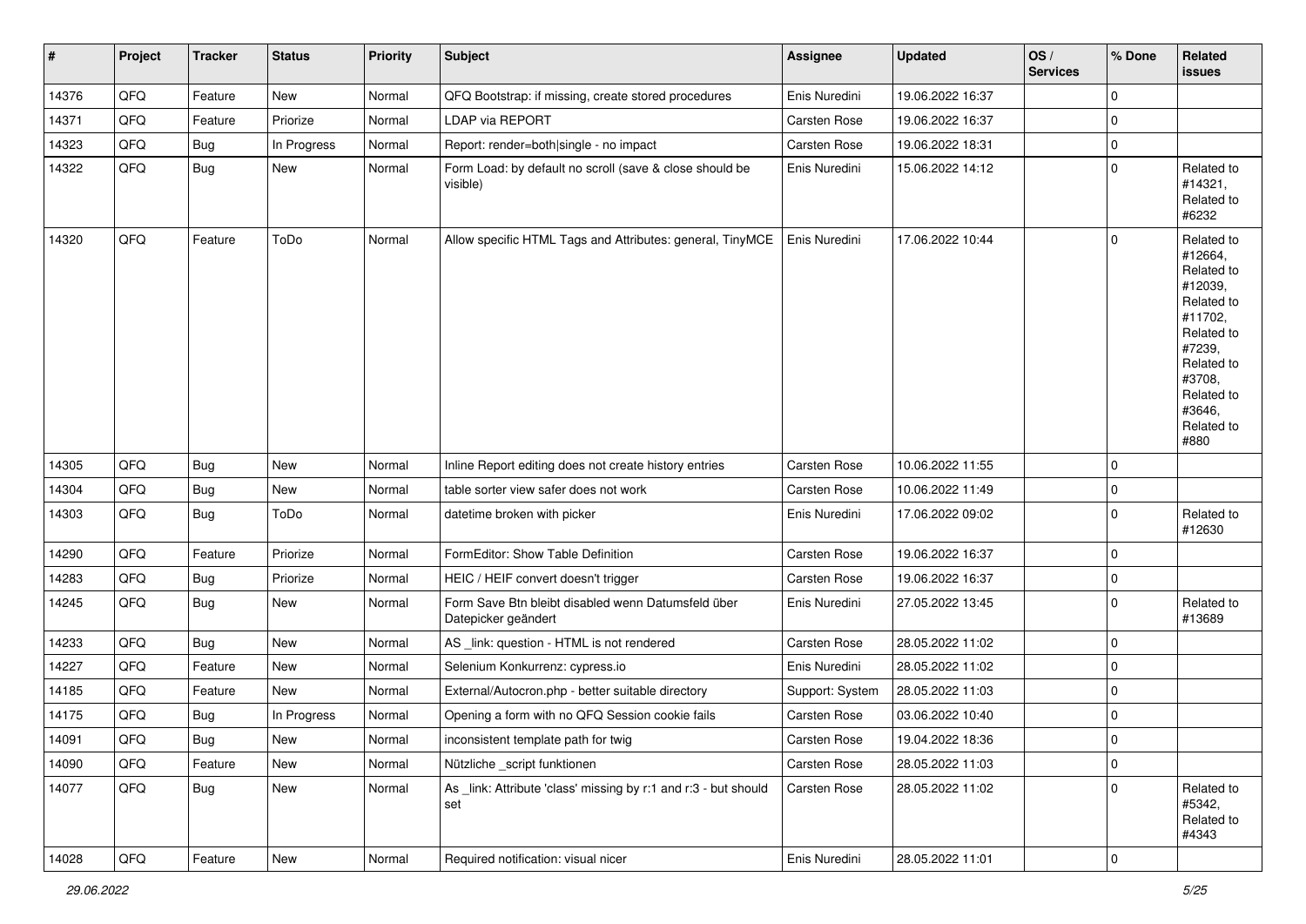| # | Project | Tracker | Status | Priority | Subject | Assignee | Updated | OS / Services | % Done | Related issues |
|---|---|---|---|---|---|---|---|---|---|---|
| 14376 | QFQ | Feature | New | Normal | QFQ Bootstrap: if missing, create stored procedures | Enis Nuredini | 19.06.2022 16:37 | | 0 | |
| 14371 | QFQ | Feature | Priorize | Normal | LDAP via REPORT | Carsten Rose | 19.06.2022 16:37 | | 0 | |
| 14323 | QFQ | Bug | In Progress | Normal | Report: render=both\|single - no impact | Carsten Rose | 19.06.2022 18:31 | | 0 | |
| 14322 | QFQ | Bug | New | Normal | Form Load: by default no scroll (save & close should be visible) | Enis Nuredini | 15.06.2022 14:12 | | 0 | Related to #14321, Related to #6232 |
| 14320 | QFQ | Feature | ToDo | Normal | Allow specific HTML Tags and Attributes: general, TinyMCE | Enis Nuredini | 17.06.2022 10:44 | | 0 | Related to #12664, Related to #12039, Related to #11702, Related to #7239, Related to #3708, Related to #3646, Related to #880 |
| 14305 | QFQ | Bug | New | Normal | Inline Report editing does not create history entries | Carsten Rose | 10.06.2022 11:55 | | 0 | |
| 14304 | QFQ | Bug | New | Normal | table sorter view safer does not work | Carsten Rose | 10.06.2022 11:49 | | 0 | |
| 14303 | QFQ | Bug | ToDo | Normal | datetime broken with picker | Enis Nuredini | 17.06.2022 09:02 | | 0 | Related to #12630 |
| 14290 | QFQ | Feature | Priorize | Normal | FormEditor: Show Table Definition | Carsten Rose | 19.06.2022 16:37 | | 0 | |
| 14283 | QFQ | Bug | Priorize | Normal | HEIC / HEIF convert doesn't trigger | Carsten Rose | 19.06.2022 16:37 | | 0 | |
| 14245 | QFQ | Bug | New | Normal | Form Save Btn bleibt disabled wenn Datumsfeld über Datepicker geändert | Enis Nuredini | 27.05.2022 13:45 | | 0 | Related to #13689 |
| 14233 | QFQ | Bug | New | Normal | AS _link: question - HTML is not rendered | Carsten Rose | 28.05.2022 11:02 | | 0 | |
| 14227 | QFQ | Feature | New | Normal | Selenium Konkurrenz: cypress.io | Enis Nuredini | 28.05.2022 11:02 | | 0 | |
| 14185 | QFQ | Feature | New | Normal | External/Autocron.php - better suitable directory | Support: System | 28.05.2022 11:03 | | 0 | |
| 14175 | QFQ | Bug | In Progress | Normal | Opening a form with no QFQ Session cookie fails | Carsten Rose | 03.06.2022 10:40 | | 0 | |
| 14091 | QFQ | Bug | New | Normal | inconsistent template path for twig | Carsten Rose | 19.04.2022 18:36 | | 0 | |
| 14090 | QFQ | Feature | New | Normal | Nützliche _script funktionen | Carsten Rose | 28.05.2022 11:03 | | 0 | |
| 14077 | QFQ | Bug | New | Normal | As _link: Attribute 'class' missing by r:1 and r:3 - but should set | Carsten Rose | 28.05.2022 11:02 | | 0 | Related to #5342, Related to #4343 |
| 14028 | QFQ | Feature | New | Normal | Required notification: visual nicer | Enis Nuredini | 28.05.2022 11:01 | | 0 | |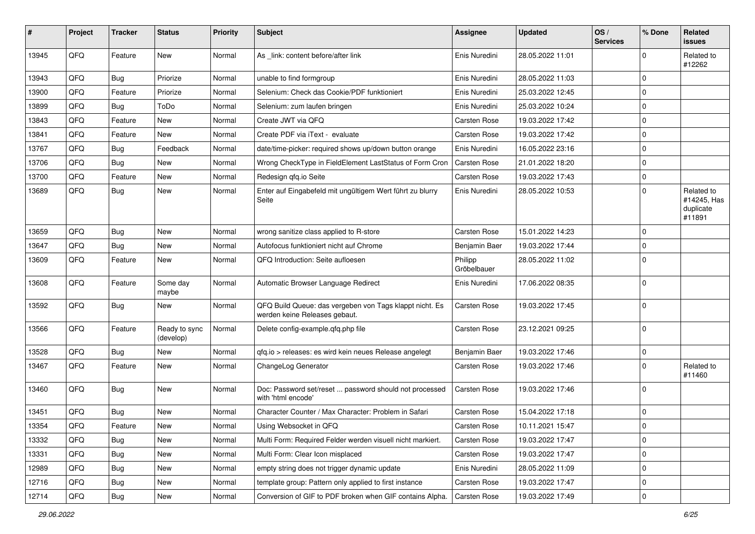| # | Project | Tracker | Status | Priority | Subject | Assignee | Updated | OS / Services | % Done | Related issues |
|---|---|---|---|---|---|---|---|---|---|---|
| 13945 | QFQ | Feature | New | Normal | As _link: content before/after link | Enis Nuredini | 28.05.2022 11:01 | | 0 | Related to #12262 |
| 13943 | QFQ | Bug | Priorize | Normal | unable to find formgroup | Enis Nuredini | 28.05.2022 11:03 | | 0 | |
| 13900 | QFQ | Feature | Priorize | Normal | Selenium: Check das Cookie/PDF funktioniert | Enis Nuredini | 25.03.2022 12:45 | | 0 | |
| 13899 | QFQ | Bug | ToDo | Normal | Selenium: zum laufen bringen | Enis Nuredini | 25.03.2022 10:24 | | 0 | |
| 13843 | QFQ | Feature | New | Normal | Create JWT via QFQ | Carsten Rose | 19.03.2022 17:42 | | 0 | |
| 13841 | QFQ | Feature | New | Normal | Create PDF via iText - evaluate | Carsten Rose | 19.03.2022 17:42 | | 0 | |
| 13767 | QFQ | Bug | Feedback | Normal | date/time-picker: required shows up/down button orange | Enis Nuredini | 16.05.2022 23:16 | | 0 | |
| 13706 | QFQ | Bug | New | Normal | Wrong CheckType in FieldElement LastStatus of Form Cron | Carsten Rose | 21.01.2022 18:20 | | 0 | |
| 13700 | QFQ | Feature | New | Normal | Redesign qfq.io Seite | Carsten Rose | 19.03.2022 17:43 | | 0 | |
| 13689 | QFQ | Bug | New | Normal | Enter auf Eingabefeld mit ungültigem Wert führt zu blurry Seite | Enis Nuredini | 28.05.2022 10:53 | | 0 | Related to #14245, Has duplicate #11891 |
| 13659 | QFQ | Bug | New | Normal | wrong sanitize class applied to R-store | Carsten Rose | 15.01.2022 14:23 | | 0 | |
| 13647 | QFQ | Bug | New | Normal | Autofocus funktioniert nicht auf Chrome | Benjamin Baer | 19.03.2022 17:44 | | 0 | |
| 13609 | QFQ | Feature | New | Normal | QFQ Introduction: Seite aufloesen | Philipp Gröbelbauer | 28.05.2022 11:02 | | 0 | |
| 13608 | QFQ | Feature | Some day maybe | Normal | Automatic Browser Language Redirect | Enis Nuredini | 17.06.2022 08:35 | | 0 | |
| 13592 | QFQ | Bug | New | Normal | QFQ Build Queue: das vergeben von Tags klappt nicht. Es werden keine Releases gebaut. | Carsten Rose | 19.03.2022 17:45 | | 0 | |
| 13566 | QFQ | Feature | Ready to sync (develop) | Normal | Delete config-example.qfq.php file | Carsten Rose | 23.12.2021 09:25 | | 0 | |
| 13528 | QFQ | Bug | New | Normal | qfq.io > releases: es wird kein neues Release angelegt | Benjamin Baer | 19.03.2022 17:46 | | 0 | |
| 13467 | QFQ | Feature | New | Normal | ChangeLog Generator | Carsten Rose | 19.03.2022 17:46 | | 0 | Related to #11460 |
| 13460 | QFQ | Bug | New | Normal | Doc: Password set/reset ... password should not processed with 'html encode' | Carsten Rose | 19.03.2022 17:46 | | 0 | |
| 13451 | QFQ | Bug | New | Normal | Character Counter / Max Character: Problem in Safari | Carsten Rose | 15.04.2022 17:18 | | 0 | |
| 13354 | QFQ | Feature | New | Normal | Using Websocket in QFQ | Carsten Rose | 10.11.2021 15:47 | | 0 | |
| 13332 | QFQ | Bug | New | Normal | Multi Form: Required Felder werden visuell nicht markiert. | Carsten Rose | 19.03.2022 17:47 | | 0 | |
| 13331 | QFQ | Bug | New | Normal | Multi Form: Clear Icon misplaced | Carsten Rose | 19.03.2022 17:47 | | 0 | |
| 12989 | QFQ | Bug | New | Normal | empty string does not trigger dynamic update | Enis Nuredini | 28.05.2022 11:09 | | 0 | |
| 12716 | QFQ | Bug | New | Normal | template group: Pattern only applied to first instance | Carsten Rose | 19.03.2022 17:47 | | 0 | |
| 12714 | QFQ | Bug | New | Normal | Conversion of GIF to PDF broken when GIF contains Alpha. | Carsten Rose | 19.03.2022 17:49 | | 0 | |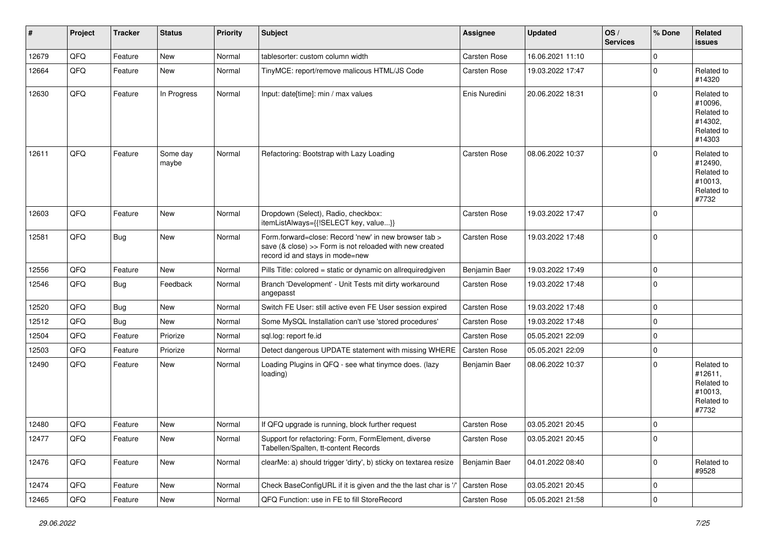| # | Project | Tracker | Status | Priority | Subject | Assignee | Updated | OS / Services | % Done | Related issues |
|---|---|---|---|---|---|---|---|---|---|---|
| 12679 | QFQ | Feature | New | Normal | tablesorter: custom column width | Carsten Rose | 16.06.2021 11:10 | | 0 | |
| 12664 | QFQ | Feature | New | Normal | TinyMCE: report/remove malicous HTML/JS Code | Carsten Rose | 19.03.2022 17:47 | | 0 | Related to #14320 |
| 12630 | QFQ | Feature | In Progress | Normal | Input: date[time]: min / max values | Enis Nuredini | 20.06.2022 18:31 | | 0 | Related to #10096, Related to #14302, Related to #14303 |
| 12611 | QFQ | Feature | Some day maybe | Normal | Refactoring: Bootstrap with Lazy Loading | Carsten Rose | 08.06.2022 10:37 | | 0 | Related to #12490, Related to #10013, Related to #7732 |
| 12603 | QFQ | Feature | New | Normal | Dropdown (Select), Radio, checkbox: itemListAlways={{!SELECT key, value...}} | Carsten Rose | 19.03.2022 17:47 | | 0 | |
| 12581 | QFQ | Bug | New | Normal | Form.forward=close: Record 'new' in new browser tab > save (& close) >> Form is not reloaded with new created record id and stays in mode=new | Carsten Rose | 19.03.2022 17:48 | | 0 | |
| 12556 | QFQ | Feature | New | Normal | Pills Title: colored = static or dynamic on allrequiredgiven | Benjamin Baer | 19.03.2022 17:49 | | 0 | |
| 12546 | QFQ | Bug | Feedback | Normal | Branch 'Development' - Unit Tests mit dirty workaround angepasst | Carsten Rose | 19.03.2022 17:48 | | 0 | |
| 12520 | QFQ | Bug | New | Normal | Switch FE User: still active even FE User session expired | Carsten Rose | 19.03.2022 17:48 | | 0 | |
| 12512 | QFQ | Bug | New | Normal | Some MySQL Installation can't use 'stored procedures' | Carsten Rose | 19.03.2022 17:48 | | 0 | |
| 12504 | QFQ | Feature | Priorize | Normal | sql.log: report fe.id | Carsten Rose | 05.05.2021 22:09 | | 0 | |
| 12503 | QFQ | Feature | Priorize | Normal | Detect dangerous UPDATE statement with missing WHERE | Carsten Rose | 05.05.2021 22:09 | | 0 | |
| 12490 | QFQ | Feature | New | Normal | Loading Plugins in QFQ - see what tinymce does. (lazy loading) | Benjamin Baer | 08.06.2022 10:37 | | 0 | Related to #12611, Related to #10013, Related to #7732 |
| 12480 | QFQ | Feature | New | Normal | If QFQ upgrade is running, block further request | Carsten Rose | 03.05.2021 20:45 | | 0 | |
| 12477 | QFQ | Feature | New | Normal | Support for refactoring: Form, FormElement, diverse Tabellen/Spalten, tt-content Records | Carsten Rose | 03.05.2021 20:45 | | 0 | |
| 12476 | QFQ | Feature | New | Normal | clearMe: a) should trigger 'dirty', b) sticky on textarea resize | Benjamin Baer | 04.01.2022 08:40 | | 0 | Related to #9528 |
| 12474 | QFQ | Feature | New | Normal | Check BaseConfigURL if it is given and the the last char is '/' | Carsten Rose | 03.05.2021 20:45 | | 0 | |
| 12465 | QFQ | Feature | New | Normal | QFQ Function: use in FE to fill StoreRecord | Carsten Rose | 05.05.2021 21:58 | | 0 | |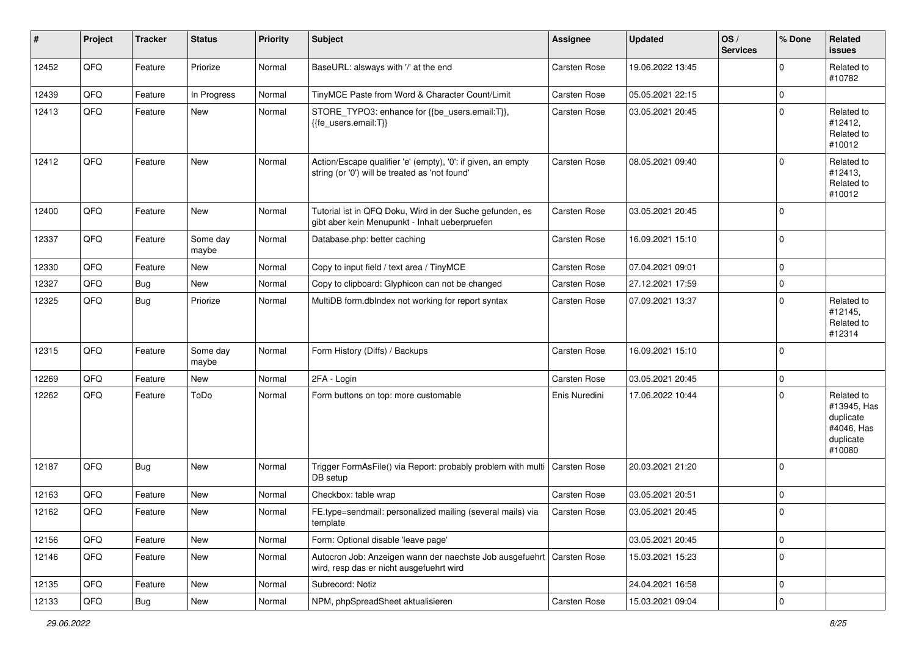| # | Project | Tracker | Status | Priority | Subject | Assignee | Updated | OS / Services | % Done | Related issues |
|---|---|---|---|---|---|---|---|---|---|---|
| 12452 | QFQ | Feature | Priorize | Normal | BaseURL: alsways with '/' at the end | Carsten Rose | 19.06.2022 13:45 | | 0 | Related to #10782 |
| 12439 | QFQ | Feature | In Progress | Normal | TinyMCE Paste from Word & Character Count/Limit | Carsten Rose | 05.05.2021 22:15 | | 0 | |
| 12413 | QFQ | Feature | New | Normal | STORE_TYPO3: enhance for {{be_users.email:T}}, {{fe_users.email:T}} | Carsten Rose | 03.05.2021 20:45 | | 0 | Related to #12412, Related to #10012 |
| 12412 | QFQ | Feature | New | Normal | Action/Escape qualifier 'e' (empty), '0': if given, an empty string (or '0') will be treated as 'not found' | Carsten Rose | 08.05.2021 09:40 | | 0 | Related to #12413, Related to #10012 |
| 12400 | QFQ | Feature | New | Normal | Tutorial ist in QFQ Doku, Wird in der Suche gefunden, es gibt aber kein Menupunkt - Inhalt ueberpruefen | Carsten Rose | 03.05.2021 20:45 | | 0 | |
| 12337 | QFQ | Feature | Some day maybe | Normal | Database.php: better caching | Carsten Rose | 16.09.2021 15:10 | | 0 | |
| 12330 | QFQ | Feature | New | Normal | Copy to input field / text area / TinyMCE | Carsten Rose | 07.04.2021 09:01 | | 0 | |
| 12327 | QFQ | Bug | New | Normal | Copy to clipboard: Glyphicon can not be changed | Carsten Rose | 27.12.2021 17:59 | | 0 | |
| 12325 | QFQ | Bug | Priorize | Normal | MultiDB form.dbIndex not working for report syntax | Carsten Rose | 07.09.2021 13:37 | | 0 | Related to #12145, Related to #12314 |
| 12315 | QFQ | Feature | Some day maybe | Normal | Form History (Diffs) / Backups | Carsten Rose | 16.09.2021 15:10 | | 0 | |
| 12269 | QFQ | Feature | New | Normal | 2FA - Login | Carsten Rose | 03.05.2021 20:45 | | 0 | |
| 12262 | QFQ | Feature | ToDo | Normal | Form buttons on top: more customable | Enis Nuredini | 17.06.2022 10:44 | | 0 | Related to #13945, Has duplicate #4046, Has duplicate #10080 |
| 12187 | QFQ | Bug | New | Normal | Trigger FormAsFile() via Report: probably problem with multi DB setup | Carsten Rose | 20.03.2021 21:20 | | 0 | |
| 12163 | QFQ | Feature | New | Normal | Checkbox: table wrap | Carsten Rose | 03.05.2021 20:51 | | 0 | |
| 12162 | QFQ | Feature | New | Normal | FE.type=sendmail: personalized mailing (several mails) via template | Carsten Rose | 03.05.2021 20:45 | | 0 | |
| 12156 | QFQ | Feature | New | Normal | Form: Optional disable 'leave page' | | 03.05.2021 20:45 | | 0 | |
| 12146 | QFQ | Feature | New | Normal | Autocron Job: Anzeigen wann der naechste Job ausgefuehrt wird, resp das er nicht ausgefuehrt wird | Carsten Rose | 15.03.2021 15:23 | | 0 | |
| 12135 | QFQ | Feature | New | Normal | Subrecord: Notiz | | 24.04.2021 16:58 | | 0 | |
| 12133 | QFQ | Bug | New | Normal | NPM, phpSpreadSheet aktualisieren | Carsten Rose | 15.03.2021 09:04 | | 0 | |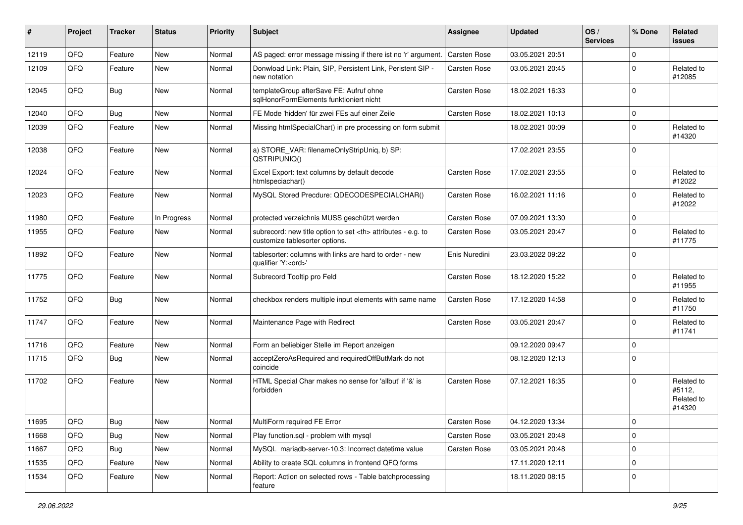| # | Project | Tracker | Status | Priority | Subject | Assignee | Updated | OS / Services | % Done | Related issues |
|---|---|---|---|---|---|---|---|---|---|---|
| 12119 | QFQ | Feature | New | Normal | AS paged: error message missing if there ist no 'r' argument. | Carsten Rose | 03.05.2021 20:51 | | 0 | |
| 12109 | QFQ | Feature | New | Normal | Donwload Link: Plain, SIP, Persistent Link, Peristent SIP - new notation | Carsten Rose | 03.05.2021 20:45 | | 0 | Related to #12085 |
| 12045 | QFQ | Bug | New | Normal | templateGroup afterSave FE: Aufruf ohne sqlHonorFormElements funktioniert nicht | Carsten Rose | 18.02.2021 16:33 | | 0 | |
| 12040 | QFQ | Bug | New | Normal | FE Mode 'hidden' für zwei FEs auf einer Zeile | Carsten Rose | 18.02.2021 10:13 | | 0 | |
| 12039 | QFQ | Feature | New | Normal | Missing htmlSpecialChar() in pre processing on form submit | | 18.02.2021 00:09 | | 0 | Related to #14320 |
| 12038 | QFQ | Feature | New | Normal | a) STORE_VAR: filenameOnlyStripUniq, b) SP: QSTRIPUNIQ() | | 17.02.2021 23:55 | | 0 | |
| 12024 | QFQ | Feature | New | Normal | Excel Export: text columns by default decode htmlspeciachar() | Carsten Rose | 17.02.2021 23:55 | | 0 | Related to #12022 |
| 12023 | QFQ | Feature | New | Normal | MySQL Stored Precdure: QDECODESPECIALCHAR() | Carsten Rose | 16.02.2021 11:16 | | 0 | Related to #12022 |
| 11980 | QFQ | Feature | In Progress | Normal | protected verzeichnis MUSS geschützt werden | Carsten Rose | 07.09.2021 13:30 | | 0 | |
| 11955 | QFQ | Feature | New | Normal | subrecord: new title option to set <th> attributes - e.g. to customize tablesorter options. | Carsten Rose | 03.05.2021 20:47 | | 0 | Related to #11775 |
| 11892 | QFQ | Feature | New | Normal | tablesorter: columns with links are hard to order - new qualifier 'Y:<ord>' | Enis Nuredini | 23.03.2022 09:22 | | 0 | |
| 11775 | QFQ | Feature | New | Normal | Subrecord Tooltip pro Feld | Carsten Rose | 18.12.2020 15:22 | | 0 | Related to #11955 |
| 11752 | QFQ | Bug | New | Normal | checkbox renders multiple input elements with same name | Carsten Rose | 17.12.2020 14:58 | | 0 | Related to #11750 |
| 11747 | QFQ | Feature | New | Normal | Maintenance Page with Redirect | Carsten Rose | 03.05.2021 20:47 | | 0 | Related to #11741 |
| 11716 | QFQ | Feature | New | Normal | Form an beliebiger Stelle im Report anzeigen | | 09.12.2020 09:47 | | 0 | |
| 11715 | QFQ | Bug | New | Normal | acceptZeroAsRequired and requiredOffButMark do not coincide | | 08.12.2020 12:13 | | 0 | |
| 11702 | QFQ | Feature | New | Normal | HTML Special Char makes no sense for 'allbut' if '&' is forbidden | Carsten Rose | 07.12.2021 16:35 | | 0 | Related to #5112, Related to #14320 |
| 11695 | QFQ | Bug | New | Normal | MultiForm required FE Error | Carsten Rose | 04.12.2020 13:34 | | 0 | |
| 11668 | QFQ | Bug | New | Normal | Play function.sql - problem with mysql | Carsten Rose | 03.05.2021 20:48 | | 0 | |
| 11667 | QFQ | Bug | New | Normal | MySQL mariadb-server-10.3: Incorrect datetime value | Carsten Rose | 03.05.2021 20:48 | | 0 | |
| 11535 | QFQ | Feature | New | Normal | Ability to create SQL columns in frontend QFQ forms | | 17.11.2020 12:11 | | 0 | |
| 11534 | QFQ | Feature | New | Normal | Report: Action on selected rows - Table batchprocessing feature | | 18.11.2020 08:15 | | 0 | |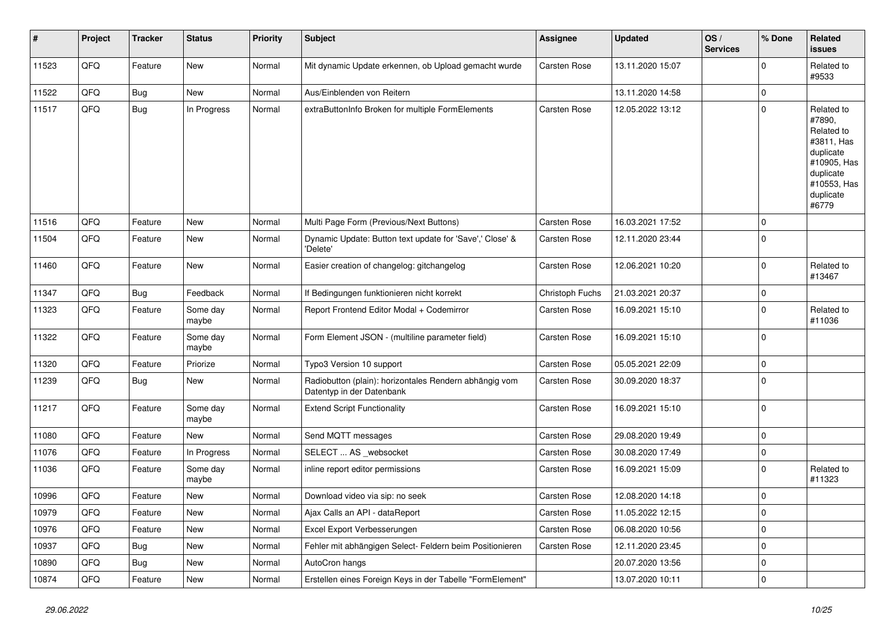| # | Project | Tracker | Status | Priority | Subject | Assignee | Updated | OS / Services | % Done | Related issues |
|---|---|---|---|---|---|---|---|---|---|---|
| 11523 | QFQ | Feature | New | Normal | Mit dynamic Update erkennen, ob Upload gemacht wurde | Carsten Rose | 13.11.2020 15:07 | | 0 | Related to #9533 |
| 11522 | QFQ | Bug | New | Normal | Aus/Einblenden von Reitern | | 13.11.2020 14:58 | | 0 | |
| 11517 | QFQ | Bug | In Progress | Normal | extraButtonInfo Broken for multiple FormElements | Carsten Rose | 12.05.2022 13:12 | | 0 | Related to #7890, Related to #3811, Has duplicate #10905, Has duplicate #10553, Has duplicate #6779 |
| 11516 | QFQ | Feature | New | Normal | Multi Page Form (Previous/Next Buttons) | Carsten Rose | 16.03.2021 17:52 | | 0 | |
| 11504 | QFQ | Feature | New | Normal | Dynamic Update: Button text update for 'Save',' Close' & 'Delete' | Carsten Rose | 12.11.2020 23:44 | | 0 | |
| 11460 | QFQ | Feature | New | Normal | Easier creation of changelog: gitchangelog | Carsten Rose | 12.06.2021 10:20 | | 0 | Related to #13467 |
| 11347 | QFQ | Bug | Feedback | Normal | If Bedingungen funktionieren nicht korrekt | Christoph Fuchs | 21.03.2021 20:37 | | 0 | |
| 11323 | QFQ | Feature | Some day maybe | Normal | Report Frontend Editor Modal + Codemirror | Carsten Rose | 16.09.2021 15:10 | | 0 | Related to #11036 |
| 11322 | QFQ | Feature | Some day maybe | Normal | Form Element JSON - (multiline parameter field) | Carsten Rose | 16.09.2021 15:10 | | 0 | |
| 11320 | QFQ | Feature | Priorize | Normal | Typo3 Version 10 support | Carsten Rose | 05.05.2021 22:09 | | 0 | |
| 11239 | QFQ | Bug | New | Normal | Radiobutton (plain): horizontales Rendern abhängig vom Datentyp in der Datenbank | Carsten Rose | 30.09.2020 18:37 | | 0 | |
| 11217 | QFQ | Feature | Some day maybe | Normal | Extend Script Functionality | Carsten Rose | 16.09.2021 15:10 | | 0 | |
| 11080 | QFQ | Feature | New | Normal | Send MQTT messages | Carsten Rose | 29.08.2020 19:49 | | 0 | |
| 11076 | QFQ | Feature | In Progress | Normal | SELECT ... AS _websocket | Carsten Rose | 30.08.2020 17:49 | | 0 | |
| 11036 | QFQ | Feature | Some day maybe | Normal | inline report editor permissions | Carsten Rose | 16.09.2021 15:09 | | 0 | Related to #11323 |
| 10996 | QFQ | Feature | New | Normal | Download video via sip: no seek | Carsten Rose | 12.08.2020 14:18 | | 0 | |
| 10979 | QFQ | Feature | New | Normal | Ajax Calls an API - dataReport | Carsten Rose | 11.05.2022 12:15 | | 0 | |
| 10976 | QFQ | Feature | New | Normal | Excel Export Verbesserungen | Carsten Rose | 06.08.2020 10:56 | | 0 | |
| 10937 | QFQ | Bug | New | Normal | Fehler mit abhängigen Select- Feldern beim Positionieren | Carsten Rose | 12.11.2020 23:45 | | 0 | |
| 10890 | QFQ | Bug | New | Normal | AutoCron hangs | | 20.07.2020 13:56 | | 0 | |
| 10874 | QFQ | Feature | New | Normal | Erstellen eines Foreign Keys in der Tabelle "FormElement" | | 13.07.2020 10:11 | | 0 | |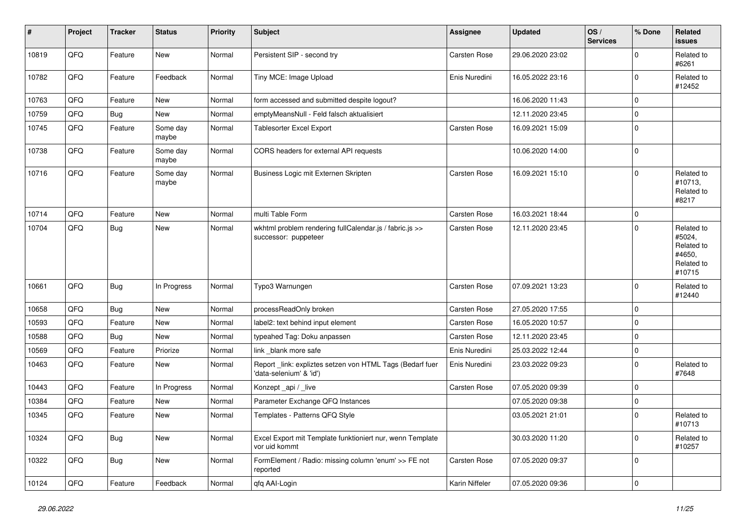| # | Project | Tracker | Status | Priority | Subject | Assignee | Updated | OS / Services | % Done | Related issues |
|---|---|---|---|---|---|---|---|---|---|---|
| 10819 | QFQ | Feature | New | Normal | Persistent SIP - second try | Carsten Rose | 29.06.2020 23:02 | | 0 | Related to #6261 |
| 10782 | QFQ | Feature | Feedback | Normal | Tiny MCE: Image Upload | Enis Nuredini | 16.05.2022 23:16 | | 0 | Related to #12452 |
| 10763 | QFQ | Feature | New | Normal | form accessed and submitted despite logout? | | 16.06.2020 11:43 | | 0 | |
| 10759 | QFQ | Bug | New | Normal | emptyMeansNull - Feld falsch aktualisiert | | 12.11.2020 23:45 | | 0 | |
| 10745 | QFQ | Feature | Some day maybe | Normal | Tablesorter Excel Export | Carsten Rose | 16.09.2021 15:09 | | 0 | |
| 10738 | QFQ | Feature | Some day maybe | Normal | CORS headers for external API requests | | 10.06.2020 14:00 | | 0 | |
| 10716 | QFQ | Feature | Some day maybe | Normal | Business Logic mit Externen Skripten | Carsten Rose | 16.09.2021 15:10 | | 0 | Related to #10713, Related to #8217 |
| 10714 | QFQ | Feature | New | Normal | multi Table Form | Carsten Rose | 16.03.2021 18:44 | | 0 | |
| 10704 | QFQ | Bug | New | Normal | wkhtml problem rendering fullCalendar.js / fabric.js >> successor: puppeteer | Carsten Rose | 12.11.2020 23:45 | | 0 | Related to #5024, Related to #4650, Related to #10715 |
| 10661 | QFQ | Bug | In Progress | Normal | Typo3 Warnungen | Carsten Rose | 07.09.2021 13:23 | | 0 | Related to #12440 |
| 10658 | QFQ | Bug | New | Normal | processReadOnly broken | Carsten Rose | 27.05.2020 17:55 | | 0 | |
| 10593 | QFQ | Feature | New | Normal | label2: text behind input element | Carsten Rose | 16.05.2020 10:57 | | 0 | |
| 10588 | QFQ | Bug | New | Normal | typeahed Tag: Doku anpassen | Carsten Rose | 12.11.2020 23:45 | | 0 | |
| 10569 | QFQ | Feature | Priorize | Normal | link _blank more safe | Enis Nuredini | 25.03.2022 12:44 | | 0 | |
| 10463 | QFQ | Feature | New | Normal | Report _link: expliztes setzen von HTML Tags (Bedarf fuer 'data-selenium' & 'id') | Enis Nuredini | 23.03.2022 09:23 | | 0 | Related to #7648 |
| 10443 | QFQ | Feature | In Progress | Normal | Konzept _api / _live | Carsten Rose | 07.05.2020 09:39 | | 0 | |
| 10384 | QFQ | Feature | New | Normal | Parameter Exchange QFQ Instances | | 07.05.2020 09:38 | | 0 | |
| 10345 | QFQ | Feature | New | Normal | Templates - Patterns QFQ Style | | 03.05.2021 21:01 | | 0 | Related to #10713 |
| 10324 | QFQ | Bug | New | Normal | Excel Export mit Template funktioniert nur, wenn Template vor uid kommt | | 30.03.2020 11:20 | | 0 | Related to #10257 |
| 10322 | QFQ | Bug | New | Normal | FormElement / Radio: missing column 'enum' >> FE not reported | Carsten Rose | 07.05.2020 09:37 | | 0 | |
| 10124 | QFQ | Feature | Feedback | Normal | qfq AAI-Login | Karin Niffeler | 07.05.2020 09:36 | | 0 | |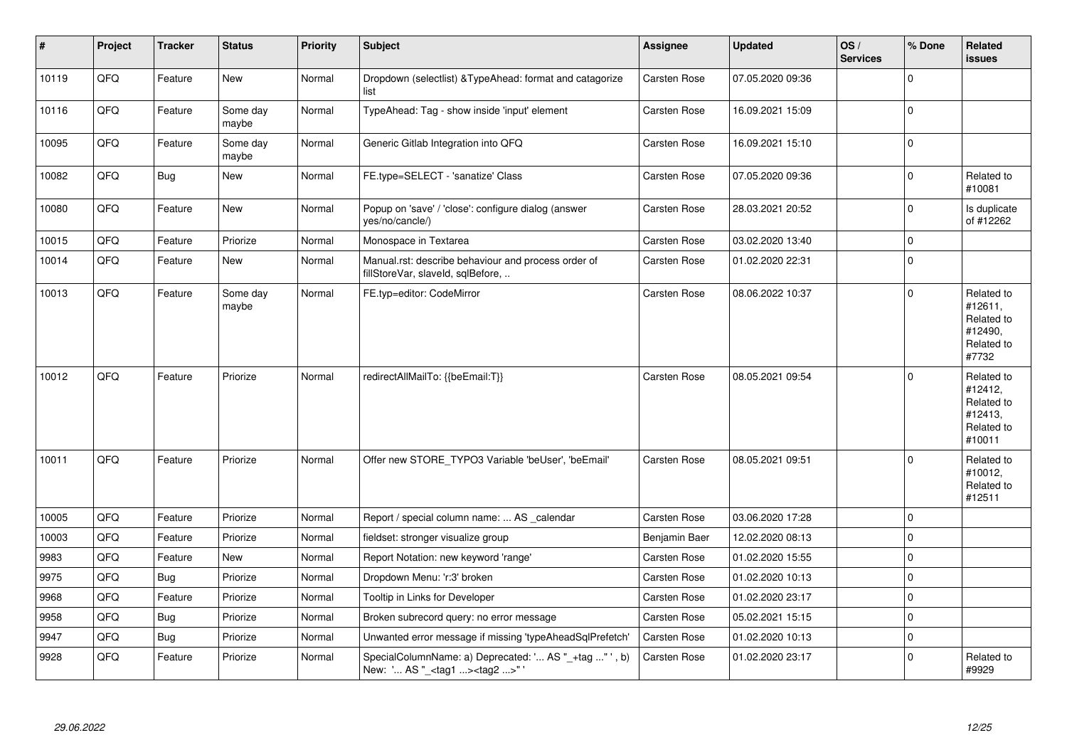| # | Project | Tracker | Status | Priority | Subject | Assignee | Updated | OS / Services | % Done | Related issues |
| --- | --- | --- | --- | --- | --- | --- | --- | --- | --- | --- |
| 10119 | QFQ | Feature | New | Normal | Dropdown (selectlist) &TypeAhead: format and catagorize list | Carsten Rose | 07.05.2020 09:36 | | 0 | |
| 10116 | QFQ | Feature | Some day maybe | Normal | TypeAhead: Tag - show inside 'input' element | Carsten Rose | 16.09.2021 15:09 | | 0 | |
| 10095 | QFQ | Feature | Some day maybe | Normal | Generic Gitlab Integration into QFQ | Carsten Rose | 16.09.2021 15:10 | | 0 | |
| 10082 | QFQ | Bug | New | Normal | FE.type=SELECT - 'sanatize' Class | Carsten Rose | 07.05.2020 09:36 | | 0 | Related to #10081 |
| 10080 | QFQ | Feature | New | Normal | Popup on 'save' / 'close': configure dialog (answer yes/no/cancle/) | Carsten Rose | 28.03.2021 20:52 | | 0 | Is duplicate of #12262 |
| 10015 | QFQ | Feature | Priorize | Normal | Monospace in Textarea | Carsten Rose | 03.02.2020 13:40 | | 0 | |
| 10014 | QFQ | Feature | New | Normal | Manual.rst: describe behaviour and process order of fillStoreVar, slaveId, sqlBefore, .. | Carsten Rose | 01.02.2020 22:31 | | 0 | |
| 10013 | QFQ | Feature | Some day maybe | Normal | FE.typ=editor: CodeMirror | Carsten Rose | 08.06.2022 10:37 | | 0 | Related to #12611, Related to #12490, Related to #7732 |
| 10012 | QFQ | Feature | Priorize | Normal | redirectAllMailTo: {{beEmail:T}} | Carsten Rose | 08.05.2021 09:54 | | 0 | Related to #12412, Related to #12413, Related to #10011 |
| 10011 | QFQ | Feature | Priorize | Normal | Offer new STORE_TYPO3 Variable 'beUser', 'beEmail' | Carsten Rose | 08.05.2021 09:51 | | 0 | Related to #10012, Related to #12511 |
| 10005 | QFQ | Feature | Priorize | Normal | Report / special column name: ... AS _calendar | Carsten Rose | 03.06.2020 17:28 | | 0 | |
| 10003 | QFQ | Feature | Priorize | Normal | fieldset: stronger visualize group | Benjamin Baer | 12.02.2020 08:13 | | 0 | |
| 9983 | QFQ | Feature | New | Normal | Report Notation: new keyword 'range' | Carsten Rose | 01.02.2020 15:55 | | 0 | |
| 9975 | QFQ | Bug | Priorize | Normal | Dropdown Menu: 'r:3' broken | Carsten Rose | 01.02.2020 10:13 | | 0 | |
| 9968 | QFQ | Feature | Priorize | Normal | Tooltip in Links for Developer | Carsten Rose | 01.02.2020 23:17 | | 0 | |
| 9958 | QFQ | Bug | Priorize | Normal | Broken subrecord query: no error message | Carsten Rose | 05.02.2021 15:15 | | 0 | |
| 9947 | QFQ | Bug | Priorize | Normal | Unwanted error message if missing 'typeAheadSqlPrefetch' | Carsten Rose | 01.02.2020 10:13 | | 0 | |
| 9928 | QFQ | Feature | Priorize | Normal | SpecialColumnName: a) Deprecated: '... AS "_+tag ..." ', b) New: '... AS "_<tag1 ...><tag2 ...>" ' | Carsten Rose | 01.02.2020 23:17 | | 0 | Related to #9929 |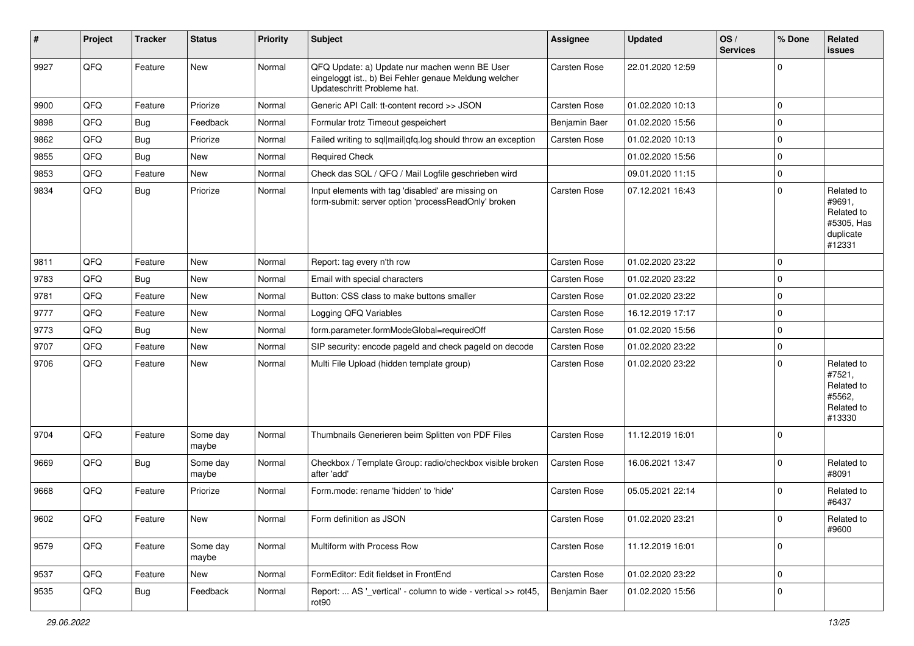| # | Project | Tracker | Status | Priority | Subject | Assignee | Updated | OS / Services | % Done | Related issues |
|---|---|---|---|---|---|---|---|---|---|---|
| 9927 | QFQ | Feature | New | Normal | QFQ Update: a) Update nur machen wenn BE User eingeloggt ist., b) Bei Fehler genaue Meldung welcher Updateschritt Probleme hat. | Carsten Rose | 22.01.2020 12:59 | | 0 | |
| 9900 | QFQ | Feature | Priorize | Normal | Generic API Call: tt-content record >> JSON | Carsten Rose | 01.02.2020 10:13 | | 0 | |
| 9898 | QFQ | Bug | Feedback | Normal | Formular trotz Timeout gespeichert | Benjamin Baer | 01.02.2020 15:56 | | 0 | |
| 9862 | QFQ | Bug | Priorize | Normal | Failed writing to sql\|mail\|qfq.log should throw an exception | Carsten Rose | 01.02.2020 10:13 | | 0 | |
| 9855 | QFQ | Bug | New | Normal | Required Check | | 01.02.2020 15:56 | | 0 | |
| 9853 | QFQ | Feature | New | Normal | Check das SQL / QFQ / Mail Logfile geschrieben wird | | 09.01.2020 11:15 | | 0 | |
| 9834 | QFQ | Bug | Priorize | Normal | Input elements with tag 'disabled' are missing on form-submit: server option 'processReadOnly' broken | Carsten Rose | 07.12.2021 16:43 | | 0 | Related to #9691, Related to #5305, Has duplicate #12331 |
| 9811 | QFQ | Feature | New | Normal | Report: tag every n'th row | Carsten Rose | 01.02.2020 23:22 | | 0 | |
| 9783 | QFQ | Bug | New | Normal | Email with special characters | Carsten Rose | 01.02.2020 23:22 | | 0 | |
| 9781 | QFQ | Feature | New | Normal | Button: CSS class to make buttons smaller | Carsten Rose | 01.02.2020 23:22 | | 0 | |
| 9777 | QFQ | Feature | New | Normal | Logging QFQ Variables | Carsten Rose | 16.12.2019 17:17 | | 0 | |
| 9773 | QFQ | Bug | New | Normal | form.parameter.formModeGlobal=requiredOff | Carsten Rose | 01.02.2020 15:56 | | 0 | |
| 9707 | QFQ | Feature | New | Normal | SIP security: encode pageId and check pageId on decode | Carsten Rose | 01.02.2020 23:22 | | 0 | |
| 9706 | QFQ | Feature | New | Normal | Multi File Upload (hidden template group) | Carsten Rose | 01.02.2020 23:22 | | 0 | Related to #7521, Related to #5562, Related to #13330 |
| 9704 | QFQ | Feature | Some day maybe | Normal | Thumbnails Generieren beim Splitten von PDF Files | Carsten Rose | 11.12.2019 16:01 | | 0 | |
| 9669 | QFQ | Bug | Some day maybe | Normal | Checkbox / Template Group: radio/checkbox visible broken after 'add' | Carsten Rose | 16.06.2021 13:47 | | 0 | Related to #8091 |
| 9668 | QFQ | Feature | Priorize | Normal | Form.mode: rename 'hidden' to 'hide' | Carsten Rose | 05.05.2021 22:14 | | 0 | Related to #6437 |
| 9602 | QFQ | Feature | New | Normal | Form definition as JSON | Carsten Rose | 01.02.2020 23:21 | | 0 | Related to #9600 |
| 9579 | QFQ | Feature | Some day maybe | Normal | Multiform with Process Row | Carsten Rose | 11.12.2019 16:01 | | 0 | |
| 9537 | QFQ | Feature | New | Normal | FormEditor: Edit fieldset in FrontEnd | Carsten Rose | 01.02.2020 23:22 | | 0 | |
| 9535 | QFQ | Bug | Feedback | Normal | Report: ... AS '_vertical' - column to wide - vertical >> rot45, rot90 | Benjamin Baer | 01.02.2020 15:56 | | 0 | |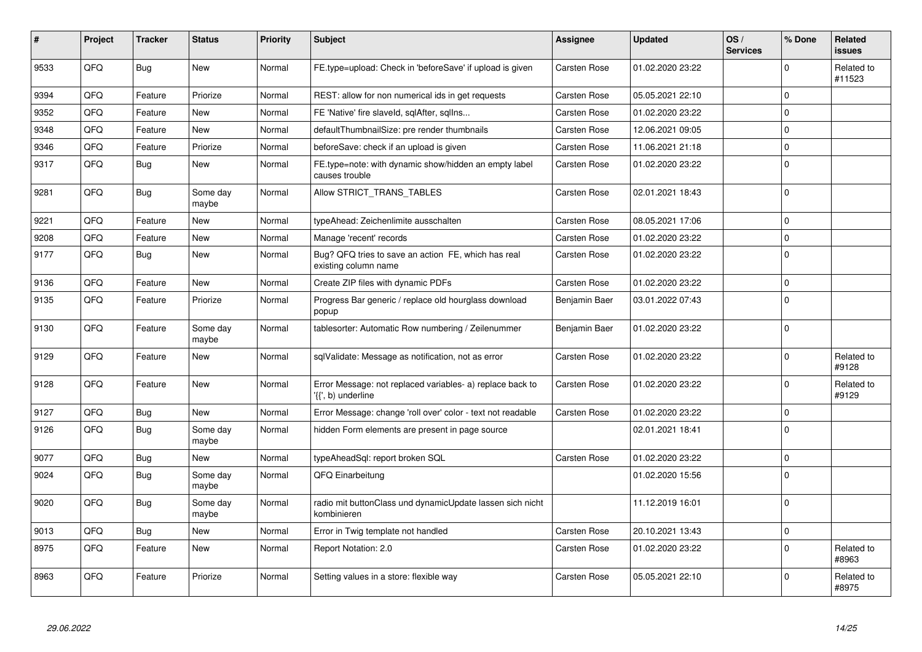| # | Project | Tracker | Status | Priority | Subject | Assignee | Updated | OS / Services | % Done | Related issues |
|---|---|---|---|---|---|---|---|---|---|---|
| 9533 | QFQ | Bug | New | Normal | FE.type=upload: Check in 'beforeSave' if upload is given | Carsten Rose | 01.02.2020 23:22 | | 0 | Related to #11523 |
| 9394 | QFQ | Feature | Priorize | Normal | REST: allow for non numerical ids in get requests | Carsten Rose | 05.05.2021 22:10 | | 0 | |
| 9352 | QFQ | Feature | New | Normal | FE 'Native' fire slaveId, sqlAfter, sqlIns... | Carsten Rose | 01.02.2020 23:22 | | 0 | |
| 9348 | QFQ | Feature | New | Normal | defaultThumbnailSize: pre render thumbnails | Carsten Rose | 12.06.2021 09:05 | | 0 | |
| 9346 | QFQ | Feature | Priorize | Normal | beforeSave: check if an upload is given | Carsten Rose | 11.06.2021 21:18 | | 0 | |
| 9317 | QFQ | Bug | New | Normal | FE.type=note: with dynamic show/hidden an empty label causes trouble | Carsten Rose | 01.02.2020 23:22 | | 0 | |
| 9281 | QFQ | Bug | Some day maybe | Normal | Allow STRICT_TRANS_TABLES | Carsten Rose | 02.01.2021 18:43 | | 0 | |
| 9221 | QFQ | Feature | New | Normal | typeAhead: Zeichenlimite ausschalten | Carsten Rose | 08.05.2021 17:06 | | 0 | |
| 9208 | QFQ | Feature | New | Normal | Manage 'recent' records | Carsten Rose | 01.02.2020 23:22 | | 0 | |
| 9177 | QFQ | Bug | New | Normal | Bug? QFQ tries to save an action FE, which has real existing column name | Carsten Rose | 01.02.2020 23:22 | | 0 | |
| 9136 | QFQ | Feature | New | Normal | Create ZIP files with dynamic PDFs | Carsten Rose | 01.02.2020 23:22 | | 0 | |
| 9135 | QFQ | Feature | Priorize | Normal | Progress Bar generic / replace old hourglass download popup | Benjamin Baer | 03.01.2022 07:43 | | 0 | |
| 9130 | QFQ | Feature | Some day maybe | Normal | tablesorter: Automatic Row numbering / Zeilenummer | Benjamin Baer | 01.02.2020 23:22 | | 0 | |
| 9129 | QFQ | Feature | New | Normal | sqlValidate: Message as notification, not as error | Carsten Rose | 01.02.2020 23:22 | | 0 | Related to #9128 |
| 9128 | QFQ | Feature | New | Normal | Error Message: not replaced variables- a) replace back to '{{', b) underline | Carsten Rose | 01.02.2020 23:22 | | 0 | Related to #9129 |
| 9127 | QFQ | Bug | New | Normal | Error Message: change 'roll over' color - text not readable | Carsten Rose | 01.02.2020 23:22 | | 0 | |
| 9126 | QFQ | Bug | Some day maybe | Normal | hidden Form elements are present in page source | | 02.01.2021 18:41 | | 0 | |
| 9077 | QFQ | Bug | New | Normal | typeAheadSql: report broken SQL | Carsten Rose | 01.02.2020 23:22 | | 0 | |
| 9024 | QFQ | Bug | Some day maybe | Normal | QFQ Einarbeitung | | 01.02.2020 15:56 | | 0 | |
| 9020 | QFQ | Bug | Some day maybe | Normal | radio mit buttonClass und dynamicUpdate lassen sich nicht kombinieren | | 11.12.2019 16:01 | | 0 | |
| 9013 | QFQ | Bug | New | Normal | Error in Twig template not handled | Carsten Rose | 20.10.2021 13:43 | | 0 | |
| 8975 | QFQ | Feature | New | Normal | Report Notation: 2.0 | Carsten Rose | 01.02.2020 23:22 | | 0 | Related to #8963 |
| 8963 | QFQ | Feature | Priorize | Normal | Setting values in a store: flexible way | Carsten Rose | 05.05.2021 22:10 | | 0 | Related to #8975 |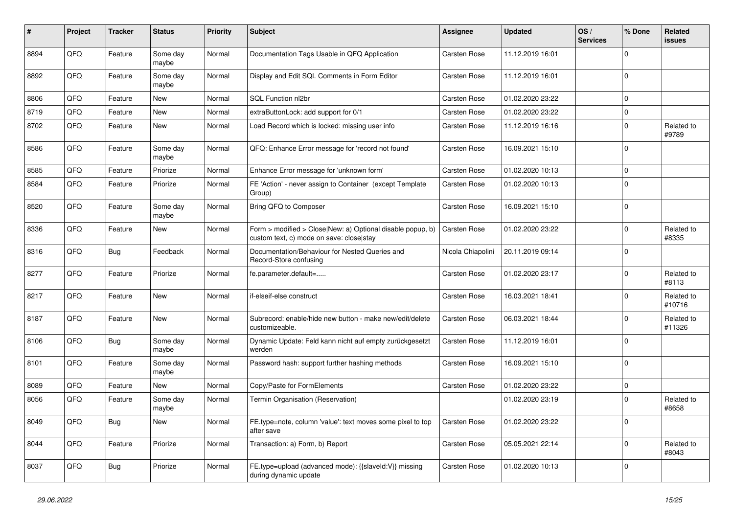| # | Project | Tracker | Status | Priority | Subject | Assignee | Updated | OS / Services | % Done | Related issues |
|---|---|---|---|---|---|---|---|---|---|---|
| 8894 | QFQ | Feature | Some day maybe | Normal | Documentation Tags Usable in QFQ Application | Carsten Rose | 11.12.2019 16:01 | | 0 | |
| 8892 | QFQ | Feature | Some day maybe | Normal | Display and Edit SQL Comments in Form Editor | Carsten Rose | 11.12.2019 16:01 | | 0 | |
| 8806 | QFQ | Feature | New | Normal | SQL Function nl2br | Carsten Rose | 01.02.2020 23:22 | | 0 | |
| 8719 | QFQ | Feature | New | Normal | extraButtonLock: add support for 0/1 | Carsten Rose | 01.02.2020 23:22 | | 0 | |
| 8702 | QFQ | Feature | New | Normal | Load Record which is locked: missing user info | Carsten Rose | 11.12.2019 16:16 | | 0 | Related to #9789 |
| 8586 | QFQ | Feature | Some day maybe | Normal | QFQ: Enhance Error message for 'record not found' | Carsten Rose | 16.09.2021 15:10 | | 0 | |
| 8585 | QFQ | Feature | Priorize | Normal | Enhance Error message for 'unknown form' | Carsten Rose | 01.02.2020 10:13 | | 0 | |
| 8584 | QFQ | Feature | Priorize | Normal | FE 'Action' - never assign to Container (except Template Group) | Carsten Rose | 01.02.2020 10:13 | | 0 | |
| 8520 | QFQ | Feature | Some day maybe | Normal | Bring QFQ to Composer | Carsten Rose | 16.09.2021 15:10 | | 0 | |
| 8336 | QFQ | Feature | New | Normal | Form > modified > Close\|New: a) Optional disable popup, b) custom text, c) mode on save: close\|stay | Carsten Rose | 01.02.2020 23:22 | | 0 | Related to #8335 |
| 8316 | QFQ | Bug | Feedback | Normal | Documentation/Behaviour for Nested Queries and Record-Store confusing | Nicola Chiapolini | 20.11.2019 09:14 | | 0 | |
| 8277 | QFQ | Feature | Priorize | Normal | fe.parameter.default=..... | Carsten Rose | 01.02.2020 23:17 | | 0 | Related to #8113 |
| 8217 | QFQ | Feature | New | Normal | if-elseif-else construct | Carsten Rose | 16.03.2021 18:41 | | 0 | Related to #10716 |
| 8187 | QFQ | Feature | New | Normal | Subrecord: enable/hide new button - make new/edit/delete customizeable. | Carsten Rose | 06.03.2021 18:44 | | 0 | Related to #11326 |
| 8106 | QFQ | Bug | Some day maybe | Normal | Dynamic Update: Feld kann nicht auf empty zurückgesetzt werden | Carsten Rose | 11.12.2019 16:01 | | 0 | |
| 8101 | QFQ | Feature | Some day maybe | Normal | Password hash: support further hashing methods | Carsten Rose | 16.09.2021 15:10 | | 0 | |
| 8089 | QFQ | Feature | New | Normal | Copy/Paste for FormElements | Carsten Rose | 01.02.2020 23:22 | | 0 | |
| 8056 | QFQ | Feature | Some day maybe | Normal | Termin Organisation (Reservation) | | 01.02.2020 23:19 | | 0 | Related to #8658 |
| 8049 | QFQ | Bug | New | Normal | FE.type=note, column 'value': text moves some pixel to top after save | Carsten Rose | 01.02.2020 23:22 | | 0 | |
| 8044 | QFQ | Feature | Priorize | Normal | Transaction: a) Form, b) Report | Carsten Rose | 05.05.2021 22:14 | | 0 | Related to #8043 |
| 8037 | QFQ | Bug | Priorize | Normal | FE.type=upload (advanced mode): {{slaveId:V}} missing during dynamic update | Carsten Rose | 01.02.2020 10:13 | | 0 | |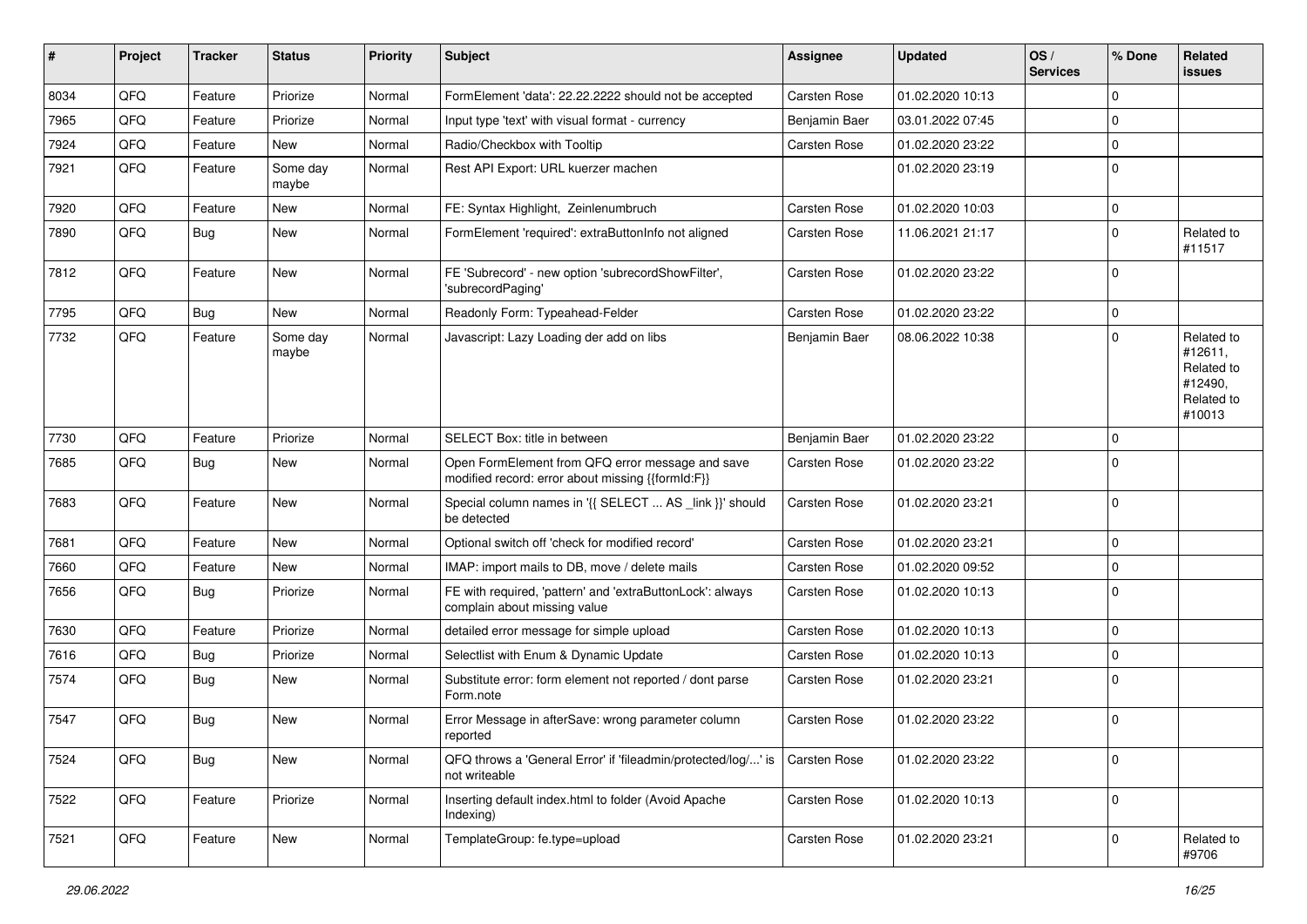| # | Project | Tracker | Status | Priority | Subject | Assignee | Updated | OS / Services | % Done | Related issues |
|---|---|---|---|---|---|---|---|---|---|---|
| 8034 | QFQ | Feature | Priorize | Normal | FormElement 'data': 22.22.2222 should not be accepted | Carsten Rose | 01.02.2020 10:13 | | 0 | |
| 7965 | QFQ | Feature | Priorize | Normal | Input type 'text' with visual format - currency | Benjamin Baer | 03.01.2022 07:45 | | 0 | |
| 7924 | QFQ | Feature | New | Normal | Radio/Checkbox with Tooltip | Carsten Rose | 01.02.2020 23:22 | | 0 | |
| 7921 | QFQ | Feature | Some day maybe | Normal | Rest API Export: URL kuerzer machen | | 01.02.2020 23:19 | | 0 | |
| 7920 | QFQ | Feature | New | Normal | FE: Syntax Highlight, Zeinlenumbruch | Carsten Rose | 01.02.2020 10:03 | | 0 | |
| 7890 | QFQ | Bug | New | Normal | FormElement 'required': extraButtonInfo not aligned | Carsten Rose | 11.06.2021 21:17 | | 0 | Related to #11517 |
| 7812 | QFQ | Feature | New | Normal | FE 'Subrecord' - new option 'subrecordShowFilter', 'subrecordPaging' | Carsten Rose | 01.02.2020 23:22 | | 0 | |
| 7795 | QFQ | Bug | New | Normal | Readonly Form: Typeahead-Felder | Carsten Rose | 01.02.2020 23:22 | | 0 | |
| 7732 | QFQ | Feature | Some day maybe | Normal | Javascript: Lazy Loading der add on libs | Benjamin Baer | 08.06.2022 10:38 | | 0 | Related to #12611, Related to #12490, Related to #10013 |
| 7730 | QFQ | Feature | Priorize | Normal | SELECT Box: title in between | Benjamin Baer | 01.02.2020 23:22 | | 0 | |
| 7685 | QFQ | Bug | New | Normal | Open FormElement from QFQ error message and save modified record: error about missing {{formId:F}} | Carsten Rose | 01.02.2020 23:22 | | 0 | |
| 7683 | QFQ | Feature | New | Normal | Special column names in '{{ SELECT ... AS _link }}' should be detected | Carsten Rose | 01.02.2020 23:21 | | 0 | |
| 7681 | QFQ | Feature | New | Normal | Optional switch off 'check for modified record' | Carsten Rose | 01.02.2020 23:21 | | 0 | |
| 7660 | QFQ | Feature | New | Normal | IMAP: import mails to DB, move / delete mails | Carsten Rose | 01.02.2020 09:52 | | 0 | |
| 7656 | QFQ | Bug | Priorize | Normal | FE with required, 'pattern' and 'extraButtonLock': always complain about missing value | Carsten Rose | 01.02.2020 10:13 | | 0 | |
| 7630 | QFQ | Feature | Priorize | Normal | detailed error message for simple upload | Carsten Rose | 01.02.2020 10:13 | | 0 | |
| 7616 | QFQ | Bug | Priorize | Normal | Selectlist with Enum & Dynamic Update | Carsten Rose | 01.02.2020 10:13 | | 0 | |
| 7574 | QFQ | Bug | New | Normal | Substitute error: form element not reported / dont parse Form.note | Carsten Rose | 01.02.2020 23:21 | | 0 | |
| 7547 | QFQ | Bug | New | Normal | Error Message in afterSave: wrong parameter column reported | Carsten Rose | 01.02.2020 23:22 | | 0 | |
| 7524 | QFQ | Bug | New | Normal | QFQ throws a 'General Error' if 'fileadmin/protected/log/...' is not writeable | Carsten Rose | 01.02.2020 23:22 | | 0 | |
| 7522 | QFQ | Feature | Priorize | Normal | Inserting default index.html to folder (Avoid Apache Indexing) | Carsten Rose | 01.02.2020 10:13 | | 0 | |
| 7521 | QFQ | Feature | New | Normal | TemplateGroup: fe.type=upload | Carsten Rose | 01.02.2020 23:21 | | 0 | Related to #9706 |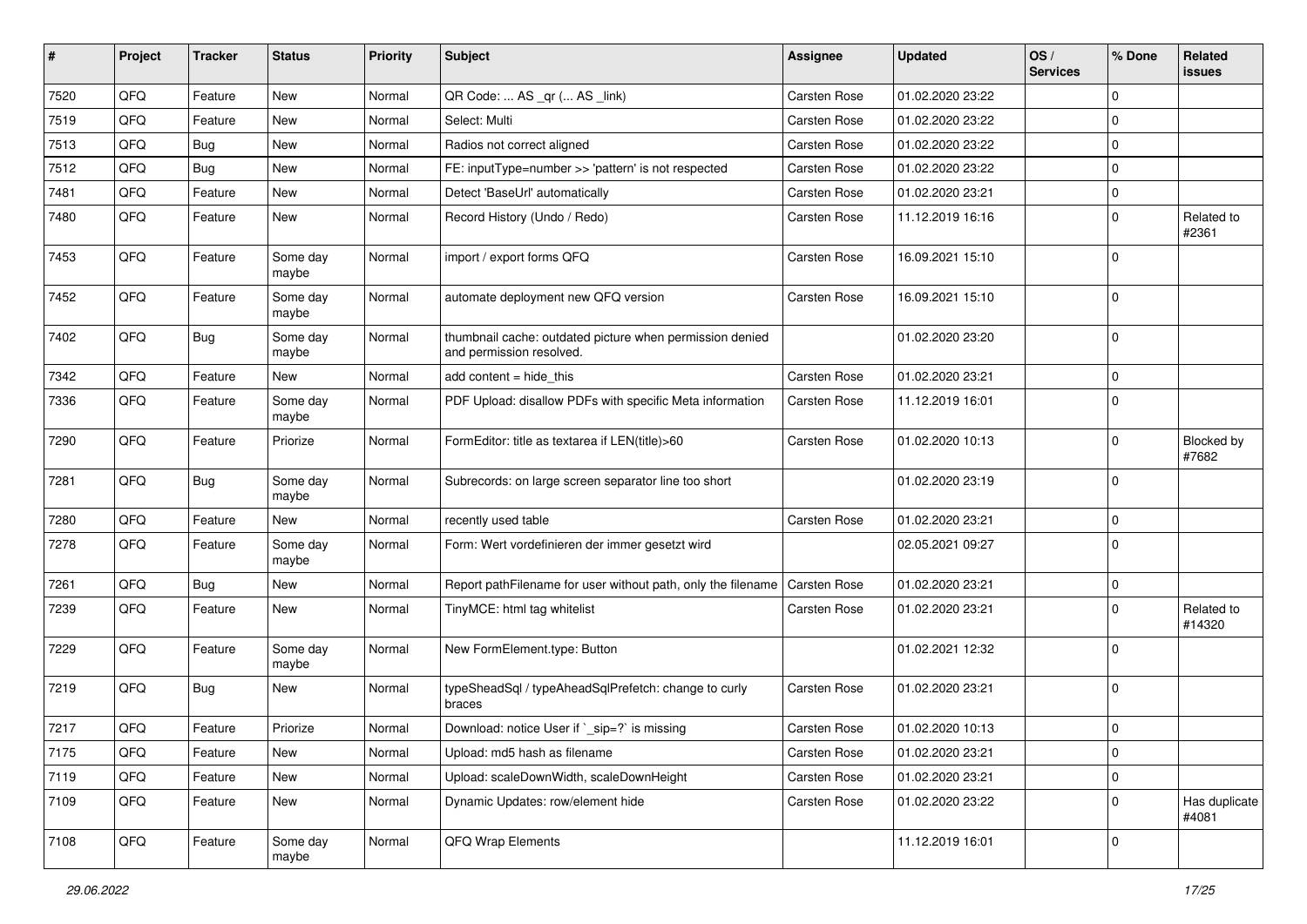| # | Project | Tracker | Status | Priority | Subject | Assignee | Updated | OS / Services | % Done | Related issues |
|---|---|---|---|---|---|---|---|---|---|---|
| 7520 | QFQ | Feature | New | Normal | QR Code: ... AS _qr ( ... AS _link) | Carsten Rose | 01.02.2020 23:22 | | 0 | |
| 7519 | QFQ | Feature | New | Normal | Select: Multi | Carsten Rose | 01.02.2020 23:22 | | 0 | |
| 7513 | QFQ | Bug | New | Normal | Radios not correct aligned | Carsten Rose | 01.02.2020 23:22 | | 0 | |
| 7512 | QFQ | Bug | New | Normal | FE: inputType=number >> 'pattern' is not respected | Carsten Rose | 01.02.2020 23:22 | | 0 | |
| 7481 | QFQ | Feature | New | Normal | Detect 'BaseUrl' automatically | Carsten Rose | 01.02.2020 23:21 | | 0 | |
| 7480 | QFQ | Feature | New | Normal | Record History (Undo / Redo) | Carsten Rose | 11.12.2019 16:16 | | 0 | Related to #2361 |
| 7453 | QFQ | Feature | Some day maybe | Normal | import / export forms QFQ | Carsten Rose | 16.09.2021 15:10 | | 0 | |
| 7452 | QFQ | Feature | Some day maybe | Normal | automate deployment new QFQ version | Carsten Rose | 16.09.2021 15:10 | | 0 | |
| 7402 | QFQ | Bug | Some day maybe | Normal | thumbnail cache: outdated picture when permission denied and permission resolved. | | 01.02.2020 23:20 | | 0 | |
| 7342 | QFQ | Feature | New | Normal | add content = hide_this | Carsten Rose | 01.02.2020 23:21 | | 0 | |
| 7336 | QFQ | Feature | Some day maybe | Normal | PDF Upload: disallow PDFs with specific Meta information | Carsten Rose | 11.12.2019 16:01 | | 0 | |
| 7290 | QFQ | Feature | Priorize | Normal | FormEditor: title as textarea if LEN(title)>60 | Carsten Rose | 01.02.2020 10:13 | | 0 | Blocked by #7682 |
| 7281 | QFQ | Bug | Some day maybe | Normal | Subrecords: on large screen separator line too short | | 01.02.2020 23:19 | | 0 | |
| 7280 | QFQ | Feature | New | Normal | recently used table | Carsten Rose | 01.02.2020 23:21 | | 0 | |
| 7278 | QFQ | Feature | Some day maybe | Normal | Form: Wert vordefinieren der immer gesetzt wird | | 02.05.2021 09:27 | | 0 | |
| 7261 | QFQ | Bug | New | Normal | Report pathFilename for user without path, only the filename | Carsten Rose | 01.02.2020 23:21 | | 0 | |
| 7239 | QFQ | Feature | New | Normal | TinyMCE: html tag whitelist | Carsten Rose | 01.02.2020 23:21 | | 0 | Related to #14320 |
| 7229 | QFQ | Feature | Some day maybe | Normal | New FormElement.type: Button | | 01.02.2021 12:32 | | 0 | |
| 7219 | QFQ | Bug | New | Normal | typeSheadSql / typeAheadSqlPrefetch: change to curly braces | Carsten Rose | 01.02.2020 23:21 | | 0 | |
| 7217 | QFQ | Feature | Priorize | Normal | Download: notice User if `_sip=?` is missing | Carsten Rose | 01.02.2020 10:13 | | 0 | |
| 7175 | QFQ | Feature | New | Normal | Upload: md5 hash as filename | Carsten Rose | 01.02.2020 23:21 | | 0 | |
| 7119 | QFQ | Feature | New | Normal | Upload: scaleDownWidth, scaleDownHeight | Carsten Rose | 01.02.2020 23:21 | | 0 | |
| 7109 | QFQ | Feature | New | Normal | Dynamic Updates: row/element hide | Carsten Rose | 01.02.2020 23:22 | | 0 | Has duplicate #4081 |
| 7108 | QFQ | Feature | Some day maybe | Normal | QFQ Wrap Elements | | 11.12.2019 16:01 | | 0 | |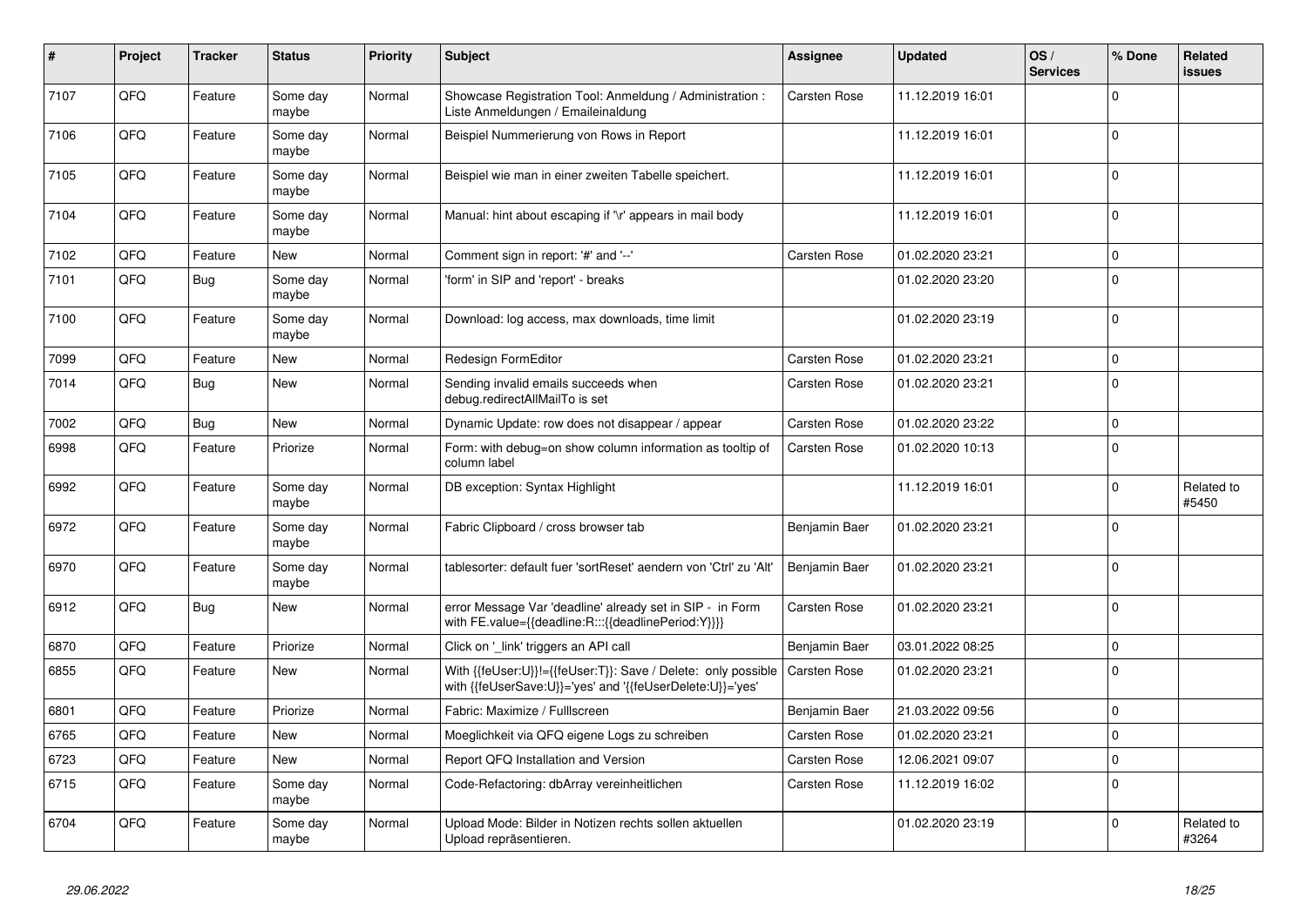| # | Project | Tracker | Status | Priority | Subject | Assignee | Updated | OS / Services | % Done | Related issues |
|---|---|---|---|---|---|---|---|---|---|---|
| 7107 | QFQ | Feature | Some day maybe | Normal | Showcase Registration Tool: Anmeldung / Administration : Liste Anmeldungen / Emaileinaldung | Carsten Rose | 11.12.2019 16:01 | | 0 | |
| 7106 | QFQ | Feature | Some day maybe | Normal | Beispiel Nummerierung von Rows in Report | | 11.12.2019 16:01 | | 0 | |
| 7105 | QFQ | Feature | Some day maybe | Normal | Beispiel wie man in einer zweiten Tabelle speichert. | | 11.12.2019 16:01 | | 0 | |
| 7104 | QFQ | Feature | Some day maybe | Normal | Manual: hint about escaping if '\r' appears in mail body | | 11.12.2019 16:01 | | 0 | |
| 7102 | QFQ | Feature | New | Normal | Comment sign in report: '#' and '--' | Carsten Rose | 01.02.2020 23:21 | | 0 | |
| 7101 | QFQ | Bug | Some day maybe | Normal | 'form' in SIP and 'report' - breaks | | 01.02.2020 23:20 | | 0 | |
| 7100 | QFQ | Feature | Some day maybe | Normal | Download: log access, max downloads, time limit | | 01.02.2020 23:19 | | 0 | |
| 7099 | QFQ | Feature | New | Normal | Redesign FormEditor | Carsten Rose | 01.02.2020 23:21 | | 0 | |
| 7014 | QFQ | Bug | New | Normal | Sending invalid emails succeeds when debug.redirectAllMailTo is set | Carsten Rose | 01.02.2020 23:21 | | 0 | |
| 7002 | QFQ | Bug | New | Normal | Dynamic Update: row does not disappear / appear | Carsten Rose | 01.02.2020 23:22 | | 0 | |
| 6998 | QFQ | Feature | Priorize | Normal | Form: with debug=on show column information as tooltip of column label | Carsten Rose | 01.02.2020 10:13 | | 0 | |
| 6992 | QFQ | Feature | Some day maybe | Normal | DB exception: Syntax Highlight | | 11.12.2019 16:01 | | 0 | Related to #5450 |
| 6972 | QFQ | Feature | Some day maybe | Normal | Fabric Clipboard / cross browser tab | Benjamin Baer | 01.02.2020 23:21 | | 0 | |
| 6970 | QFQ | Feature | Some day maybe | Normal | tablesorter: default fuer 'sortReset' aendern von 'Ctrl' zu 'Alt' | Benjamin Baer | 01.02.2020 23:21 | | 0 | |
| 6912 | QFQ | Bug | New | Normal | error Message Var 'deadline' already set in SIP - in Form with FE.value={{deadline:R:::{{deadlinePeriod:Y}}}} | Carsten Rose | 01.02.2020 23:21 | | 0 | |
| 6870 | QFQ | Feature | Priorize | Normal | Click on '_link' triggers an API call | Benjamin Baer | 03.01.2022 08:25 | | 0 | |
| 6855 | QFQ | Feature | New | Normal | With {{feUser:U}}!={{feUser:T}}: Save / Delete: only possible with {{feUserSave:U}}='yes' and '{{feUserDelete:U}}='yes' | Carsten Rose | 01.02.2020 23:21 | | 0 | |
| 6801 | QFQ | Feature | Priorize | Normal | Fabric: Maximize / Fulllscreen | Benjamin Baer | 21.03.2022 09:56 | | 0 | |
| 6765 | QFQ | Feature | New | Normal | Moeglichkeit via QFQ eigene Logs zu schreiben | Carsten Rose | 01.02.2020 23:21 | | 0 | |
| 6723 | QFQ | Feature | New | Normal | Report QFQ Installation and Version | Carsten Rose | 12.06.2021 09:07 | | 0 | |
| 6715 | QFQ | Feature | Some day maybe | Normal | Code-Refactoring: dbArray vereinheitlichen | Carsten Rose | 11.12.2019 16:02 | | 0 | |
| 6704 | QFQ | Feature | Some day maybe | Normal | Upload Mode: Bilder in Notizen rechts sollen aktuellen Upload repräsentieren. | | 01.02.2020 23:19 | | 0 | Related to #3264 |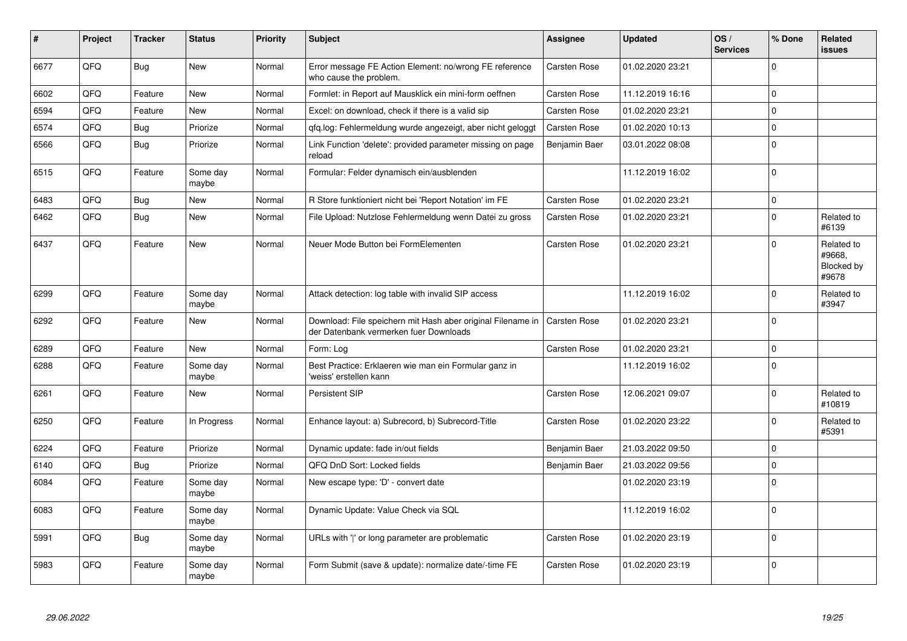| # | Project | Tracker | Status | Priority | Subject | Assignee | Updated | OS / Services | % Done | Related issues |
|---|---|---|---|---|---|---|---|---|---|---|
| 6677 | QFQ | Bug | New | Normal | Error message FE Action Element: no/wrong FE reference who cause the problem. | Carsten Rose | 01.02.2020 23:21 | | 0 | |
| 6602 | QFQ | Feature | New | Normal | Formlet: in Report auf Mausklick ein mini-form oeffnen | Carsten Rose | 11.12.2019 16:16 | | 0 | |
| 6594 | QFQ | Feature | New | Normal | Excel: on download, check if there is a valid sip | Carsten Rose | 01.02.2020 23:21 | | 0 | |
| 6574 | QFQ | Bug | Priorize | Normal | qfq.log: Fehlermeldung wurde angezeigt, aber nicht geloggt | Carsten Rose | 01.02.2020 10:13 | | 0 | |
| 6566 | QFQ | Bug | Priorize | Normal | Link Function 'delete': provided parameter missing on page reload | Benjamin Baer | 03.01.2022 08:08 | | 0 | |
| 6515 | QFQ | Feature | Some day maybe | Normal | Formular: Felder dynamisch ein/ausblenden | | 11.12.2019 16:02 | | 0 | |
| 6483 | QFQ | Bug | New | Normal | R Store funktioniert nicht bei 'Report Notation' im FE | Carsten Rose | 01.02.2020 23:21 | | 0 | |
| 6462 | QFQ | Bug | New | Normal | File Upload: Nutzlose Fehlermeldung wenn Datei zu gross | Carsten Rose | 01.02.2020 23:21 | | 0 | Related to #6139 |
| 6437 | QFQ | Feature | New | Normal | Neuer Mode Button bei FormElementen | Carsten Rose | 01.02.2020 23:21 | | 0 | Related to #9668, Blocked by #9678 |
| 6299 | QFQ | Feature | Some day maybe | Normal | Attack detection: log table with invalid SIP access | | 11.12.2019 16:02 | | 0 | Related to #3947 |
| 6292 | QFQ | Feature | New | Normal | Download: File speichern mit Hash aber original Filename in der Datenbank vermerken fuer Downloads | Carsten Rose | 01.02.2020 23:21 | | 0 | |
| 6289 | QFQ | Feature | New | Normal | Form: Log | Carsten Rose | 01.02.2020 23:21 | | 0 | |
| 6288 | QFQ | Feature | Some day maybe | Normal | Best Practice: Erklaeren wie man ein Formular ganz in 'weiss' erstellen kann | | 11.12.2019 16:02 | | 0 | |
| 6261 | QFQ | Feature | New | Normal | Persistent SIP | Carsten Rose | 12.06.2021 09:07 | | 0 | Related to #10819 |
| 6250 | QFQ | Feature | In Progress | Normal | Enhance layout: a) Subrecord, b) Subrecord-Title | Carsten Rose | 01.02.2020 23:22 | | 0 | Related to #5391 |
| 6224 | QFQ | Feature | Priorize | Normal | Dynamic update: fade in/out fields | Benjamin Baer | 21.03.2022 09:50 | | 0 | |
| 6140 | QFQ | Bug | Priorize | Normal | QFQ DnD Sort: Locked fields | Benjamin Baer | 21.03.2022 09:56 | | 0 | |
| 6084 | QFQ | Feature | Some day maybe | Normal | New escape type: 'D' - convert date | | 01.02.2020 23:19 | | 0 | |
| 6083 | QFQ | Feature | Some day maybe | Normal | Dynamic Update: Value Check via SQL | | 11.12.2019 16:02 | | 0 | |
| 5991 | QFQ | Bug | Some day maybe | Normal | URLs with '\|' or long parameter are problematic | Carsten Rose | 01.02.2020 23:19 | | 0 | |
| 5983 | QFQ | Feature | Some day maybe | Normal | Form Submit (save & update): normalize date/-time FE | Carsten Rose | 01.02.2020 23:19 | | 0 | |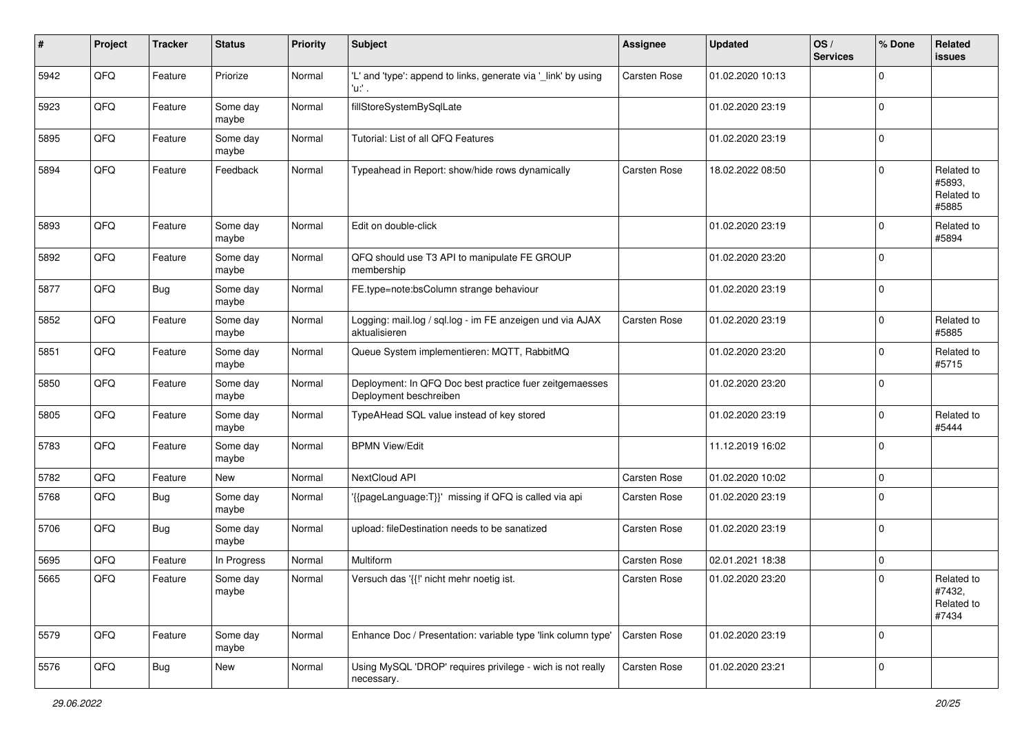| # | Project | Tracker | Status | Priority | Subject | Assignee | Updated | OS / Services | % Done | Related issues |
|---|---|---|---|---|---|---|---|---|---|---|
| 5942 | QFQ | Feature | Priorize | Normal | 'L' and 'type': append to links, generate via '_link' by using 'u:' . | Carsten Rose | 01.02.2020 10:13 | | 0 | |
| 5923 | QFQ | Feature | Some day maybe | Normal | fillStoreSystemBySqlLate | | 01.02.2020 23:19 | | 0 | |
| 5895 | QFQ | Feature | Some day maybe | Normal | Tutorial: List of all QFQ Features | | 01.02.2020 23:19 | | 0 | |
| 5894 | QFQ | Feature | Feedback | Normal | Typeahead in Report: show/hide rows dynamically | Carsten Rose | 18.02.2022 08:50 | | 0 | Related to #5893, Related to #5885 |
| 5893 | QFQ | Feature | Some day maybe | Normal | Edit on double-click | | 01.02.2020 23:19 | | 0 | Related to #5894 |
| 5892 | QFQ | Feature | Some day maybe | Normal | QFQ should use T3 API to manipulate FE GROUP membership | | 01.02.2020 23:20 | | 0 | |
| 5877 | QFQ | Bug | Some day maybe | Normal | FE.type=note:bsColumn strange behaviour | | 01.02.2020 23:19 | | 0 | |
| 5852 | QFQ | Feature | Some day maybe | Normal | Logging: mail.log / sql.log - im FE anzeigen und via AJAX aktualisieren | Carsten Rose | 01.02.2020 23:19 | | 0 | Related to #5885 |
| 5851 | QFQ | Feature | Some day maybe | Normal | Queue System implementieren: MQTT, RabbitMQ | | 01.02.2020 23:20 | | 0 | Related to #5715 |
| 5850 | QFQ | Feature | Some day maybe | Normal | Deployment: In QFQ Doc best practice fuer zeitgemaesses Deployment beschreiben | | 01.02.2020 23:20 | | 0 | |
| 5805 | QFQ | Feature | Some day maybe | Normal | TypeAHead SQL value instead of key stored | | 01.02.2020 23:19 | | 0 | Related to #5444 |
| 5783 | QFQ | Feature | Some day maybe | Normal | BPMN View/Edit | | 11.12.2019 16:02 | | 0 | |
| 5782 | QFQ | Feature | New | Normal | NextCloud API | Carsten Rose | 01.02.2020 10:02 | | 0 | |
| 5768 | QFQ | Bug | Some day maybe | Normal | '{{pageLanguage:T}}' missing if QFQ is called via api | Carsten Rose | 01.02.2020 23:19 | | 0 | |
| 5706 | QFQ | Bug | Some day maybe | Normal | upload: fileDestination needs to be sanatized | Carsten Rose | 01.02.2020 23:19 | | 0 | |
| 5695 | QFQ | Feature | In Progress | Normal | Multiform | Carsten Rose | 02.01.2021 18:38 | | 0 | |
| 5665 | QFQ | Feature | Some day maybe | Normal | Versuch das '{{!' nicht mehr noetig ist. | Carsten Rose | 01.02.2020 23:20 | | 0 | Related to #7432, Related to #7434 |
| 5579 | QFQ | Feature | Some day maybe | Normal | Enhance Doc / Presentation: variable type 'link column type' | Carsten Rose | 01.02.2020 23:19 | | 0 | |
| 5576 | QFQ | Bug | New | Normal | Using MySQL 'DROP' requires privilege - wich is not really necessary. | Carsten Rose | 01.02.2020 23:21 | | 0 | |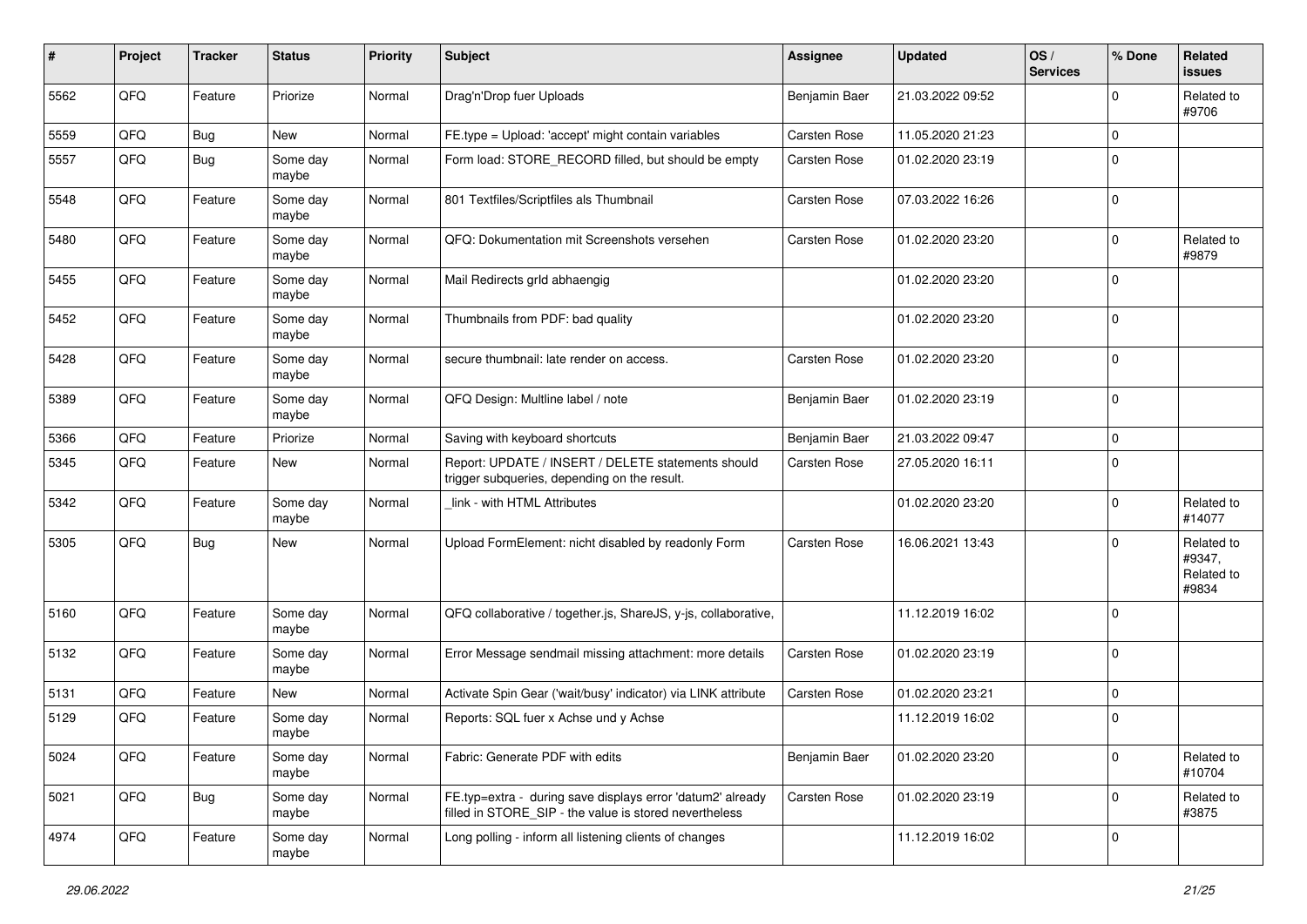| # | Project | Tracker | Status | Priority | Subject | Assignee | Updated | OS / Services | % Done | Related issues |
|---|---|---|---|---|---|---|---|---|---|---|
| 5562 | QFQ | Feature | Priorize | Normal | Drag'n'Drop fuer Uploads | Benjamin Baer | 21.03.2022 09:52 | | 0 | Related to #9706 |
| 5559 | QFQ | Bug | New | Normal | FE.type = Upload: 'accept' might contain variables | Carsten Rose | 11.05.2020 21:23 | | 0 | |
| 5557 | QFQ | Bug | Some day maybe | Normal | Form load: STORE_RECORD filled, but should be empty | Carsten Rose | 01.02.2020 23:19 | | 0 | |
| 5548 | QFQ | Feature | Some day maybe | Normal | 801 Textfiles/Scriptfiles als Thumbnail | Carsten Rose | 07.03.2022 16:26 | | 0 | |
| 5480 | QFQ | Feature | Some day maybe | Normal | QFQ: Dokumentation mit Screenshots versehen | Carsten Rose | 01.02.2020 23:20 | | 0 | Related to #9879 |
| 5455 | QFQ | Feature | Some day maybe | Normal | Mail Redirects grId abhaengig | | 01.02.2020 23:20 | | 0 | |
| 5452 | QFQ | Feature | Some day maybe | Normal | Thumbnails from PDF: bad quality | | 01.02.2020 23:20 | | 0 | |
| 5428 | QFQ | Feature | Some day maybe | Normal | secure thumbnail: late render on access. | Carsten Rose | 01.02.2020 23:20 | | 0 | |
| 5389 | QFQ | Feature | Some day maybe | Normal | QFQ Design: Multline label / note | Benjamin Baer | 01.02.2020 23:19 | | 0 | |
| 5366 | QFQ | Feature | Priorize | Normal | Saving with keyboard shortcuts | Benjamin Baer | 21.03.2022 09:47 | | 0 | |
| 5345 | QFQ | Feature | New | Normal | Report: UPDATE / INSERT / DELETE statements should trigger subqueries, depending on the result. | Carsten Rose | 27.05.2020 16:11 | | 0 | |
| 5342 | QFQ | Feature | Some day maybe | Normal | _link - with HTML Attributes | | 01.02.2020 23:20 | | 0 | Related to #14077 |
| 5305 | QFQ | Bug | New | Normal | Upload FormElement: nicht disabled by readonly Form | Carsten Rose | 16.06.2021 13:43 | | 0 | Related to #9347, Related to #9834 |
| 5160 | QFQ | Feature | Some day maybe | Normal | QFQ collaborative / together.js, ShareJS, y-js, collaborative, | | 11.12.2019 16:02 | | 0 | |
| 5132 | QFQ | Feature | Some day maybe | Normal | Error Message sendmail missing attachment: more details | Carsten Rose | 01.02.2020 23:19 | | 0 | |
| 5131 | QFQ | Feature | New | Normal | Activate Spin Gear ('wait/busy' indicator) via LINK attribute | Carsten Rose | 01.02.2020 23:21 | | 0 | |
| 5129 | QFQ | Feature | Some day maybe | Normal | Reports: SQL fuer x Achse und y Achse | | 11.12.2019 16:02 | | 0 | |
| 5024 | QFQ | Feature | Some day maybe | Normal | Fabric: Generate PDF with edits | Benjamin Baer | 01.02.2020 23:20 | | 0 | Related to #10704 |
| 5021 | QFQ | Bug | Some day maybe | Normal | FE.typ=extra - during save displays error 'datum2' already filled in STORE_SIP - the value is stored nevertheless | Carsten Rose | 01.02.2020 23:19 | | 0 | Related to #3875 |
| 4974 | QFQ | Feature | Some day maybe | Normal | Long polling - inform all listening clients of changes | | 11.12.2019 16:02 | | 0 | |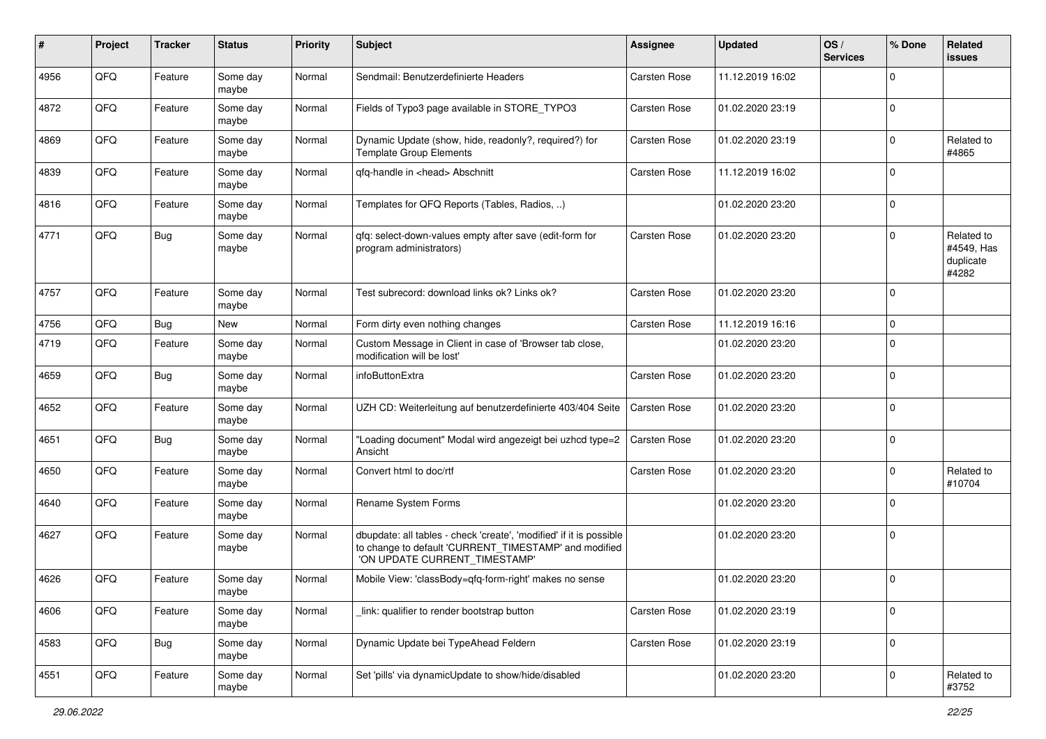| # | Project | Tracker | Status | Priority | Subject | Assignee | Updated | OS / Services | % Done | Related issues |
|---|---|---|---|---|---|---|---|---|---|---|
| 4956 | QFQ | Feature | Some day maybe | Normal | Sendmail: Benutzerdefinierte Headers | Carsten Rose | 11.12.2019 16:02 | | 0 | |
| 4872 | QFQ | Feature | Some day maybe | Normal | Fields of Typo3 page available in STORE_TYPO3 | Carsten Rose | 01.02.2020 23:19 | | 0 | |
| 4869 | QFQ | Feature | Some day maybe | Normal | Dynamic Update (show, hide, readonly?, required?) for Template Group Elements | Carsten Rose | 01.02.2020 23:19 | | 0 | Related to #4865 |
| 4839 | QFQ | Feature | Some day maybe | Normal | qfq-handle in <head> Abschnitt | Carsten Rose | 11.12.2019 16:02 | | 0 | |
| 4816 | QFQ | Feature | Some day maybe | Normal | Templates for QFQ Reports (Tables, Radios, ..) | | 01.02.2020 23:20 | | 0 | |
| 4771 | QFQ | Bug | Some day maybe | Normal | qfq: select-down-values empty after save (edit-form for program administrators) | Carsten Rose | 01.02.2020 23:20 | | 0 | Related to #4549, Has duplicate #4282 |
| 4757 | QFQ | Feature | Some day maybe | Normal | Test subrecord: download links ok? Links ok? | Carsten Rose | 01.02.2020 23:20 | | 0 | |
| 4756 | QFQ | Bug | New | Normal | Form dirty even nothing changes | Carsten Rose | 11.12.2019 16:16 | | 0 | |
| 4719 | QFQ | Feature | Some day maybe | Normal | Custom Message in Client in case of 'Browser tab close, modification will be lost' | | 01.02.2020 23:20 | | 0 | |
| 4659 | QFQ | Bug | Some day maybe | Normal | infoButtonExtra | Carsten Rose | 01.02.2020 23:20 | | 0 | |
| 4652 | QFQ | Feature | Some day maybe | Normal | UZH CD: Weiterleitung auf benutzerdefinierte 403/404 Seite | Carsten Rose | 01.02.2020 23:20 | | 0 | |
| 4651 | QFQ | Bug | Some day maybe | Normal | "Loading document" Modal wird angezeigt bei uzhcd type=2 Ansicht | Carsten Rose | 01.02.2020 23:20 | | 0 | |
| 4650 | QFQ | Feature | Some day maybe | Normal | Convert html to doc/rtf | Carsten Rose | 01.02.2020 23:20 | | 0 | Related to #10704 |
| 4640 | QFQ | Feature | Some day maybe | Normal | Rename System Forms | | 01.02.2020 23:20 | | 0 | |
| 4627 | QFQ | Feature | Some day maybe | Normal | dbupdate: all tables - check 'create', 'modified' if it is possible to change to default 'CURRENT_TIMESTAMP' and modified 'ON UPDATE CURRENT_TIMESTAMP' | | 01.02.2020 23:20 | | 0 | |
| 4626 | QFQ | Feature | Some day maybe | Normal | Mobile View: 'classBody=qfq-form-right' makes no sense | | 01.02.2020 23:20 | | 0 | |
| 4606 | QFQ | Feature | Some day maybe | Normal | _link: qualifier to render bootstrap button | Carsten Rose | 01.02.2020 23:19 | | 0 | |
| 4583 | QFQ | Bug | Some day maybe | Normal | Dynamic Update bei TypeAhead Feldern | Carsten Rose | 01.02.2020 23:19 | | 0 | |
| 4551 | QFQ | Feature | Some day maybe | Normal | Set 'pills' via dynamicUpdate to show/hide/disabled | | 01.02.2020 23:20 | | 0 | Related to #3752 |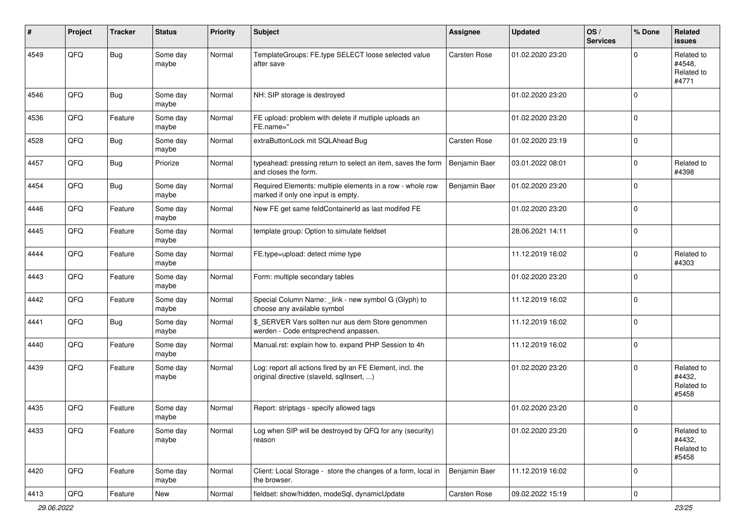| # | Project | Tracker | Status | Priority | Subject | Assignee | Updated | OS / Services | % Done | Related issues |
|---|---|---|---|---|---|---|---|---|---|---|
| 4549 | QFQ | Bug | Some day maybe | Normal | TemplateGroups: FE.type SELECT loose selected value after save | Carsten Rose | 01.02.2020 23:20 | | 0 | Related to #4548, Related to #4771 |
| 4546 | QFQ | Bug | Some day maybe | Normal | NH: SIP storage is destroyed | | 01.02.2020 23:20 | | 0 | |
| 4536 | QFQ | Feature | Some day maybe | Normal | FE upload: problem with delete if mutliple uploads an FE.name=" | | 01.02.2020 23:20 | | 0 | |
| 4528 | QFQ | Bug | Some day maybe | Normal | extraButtonLock mit SQLAhead Bug | Carsten Rose | 01.02.2020 23:19 | | 0 | |
| 4457 | QFQ | Bug | Priorize | Normal | typeahead: pressing return to select an item, saves the form and closes the form. | Benjamin Baer | 03.01.2022 08:01 | | 0 | Related to #4398 |
| 4454 | QFQ | Bug | Some day maybe | Normal | Required Elements: multiple elements in a row - whole row marked if only one input is empty. | Benjamin Baer | 01.02.2020 23:20 | | 0 | |
| 4446 | QFQ | Feature | Some day maybe | Normal | New FE get same feldContainerId as last modifed FE | | 01.02.2020 23:20 | | 0 | |
| 4445 | QFQ | Feature | Some day maybe | Normal | template group: Option to simulate fieldset | | 28.06.2021 14:11 | | 0 | |
| 4444 | QFQ | Feature | Some day maybe | Normal | FE.type=upload: detect mime type | | 11.12.2019 16:02 | | 0 | Related to #4303 |
| 4443 | QFQ | Feature | Some day maybe | Normal | Form: multiple secondary tables | | 01.02.2020 23:20 | | 0 | |
| 4442 | QFQ | Feature | Some day maybe | Normal | Special Column Name: _link - new symbol G (Glyph) to choose any available symbol | | 11.12.2019 16:02 | | 0 | |
| 4441 | QFQ | Bug | Some day maybe | Normal | $_SERVER Vars sollten nur aus dem Store genommen werden - Code entsprechend anpassen. | | 11.12.2019 16:02 | | 0 | |
| 4440 | QFQ | Feature | Some day maybe | Normal | Manual.rst: explain how to. expand PHP Session to 4h | | 11.12.2019 16:02 | | 0 | |
| 4439 | QFQ | Feature | Some day maybe | Normal | Log: report all actions fired by an FE Element, incl. the original directive (slaveId, sqlInsert, ...) | | 01.02.2020 23:20 | | 0 | Related to #4432, Related to #5458 |
| 4435 | QFQ | Feature | Some day maybe | Normal | Report: striptags - specify allowed tags | | 01.02.2020 23:20 | | 0 | |
| 4433 | QFQ | Feature | Some day maybe | Normal | Log when SIP will be destroyed by QFQ for any (security) reason | | 01.02.2020 23:20 | | 0 | Related to #4432, Related to #5458 |
| 4420 | QFQ | Feature | Some day maybe | Normal | Client: Local Storage - store the changes of a form, local in the browser. | Benjamin Baer | 11.12.2019 16:02 | | 0 | |
| 4413 | QFQ | Feature | New | Normal | fieldset: show/hidden, modeSql, dynamicUpdate | Carsten Rose | 09.02.2022 15:19 | | 0 | |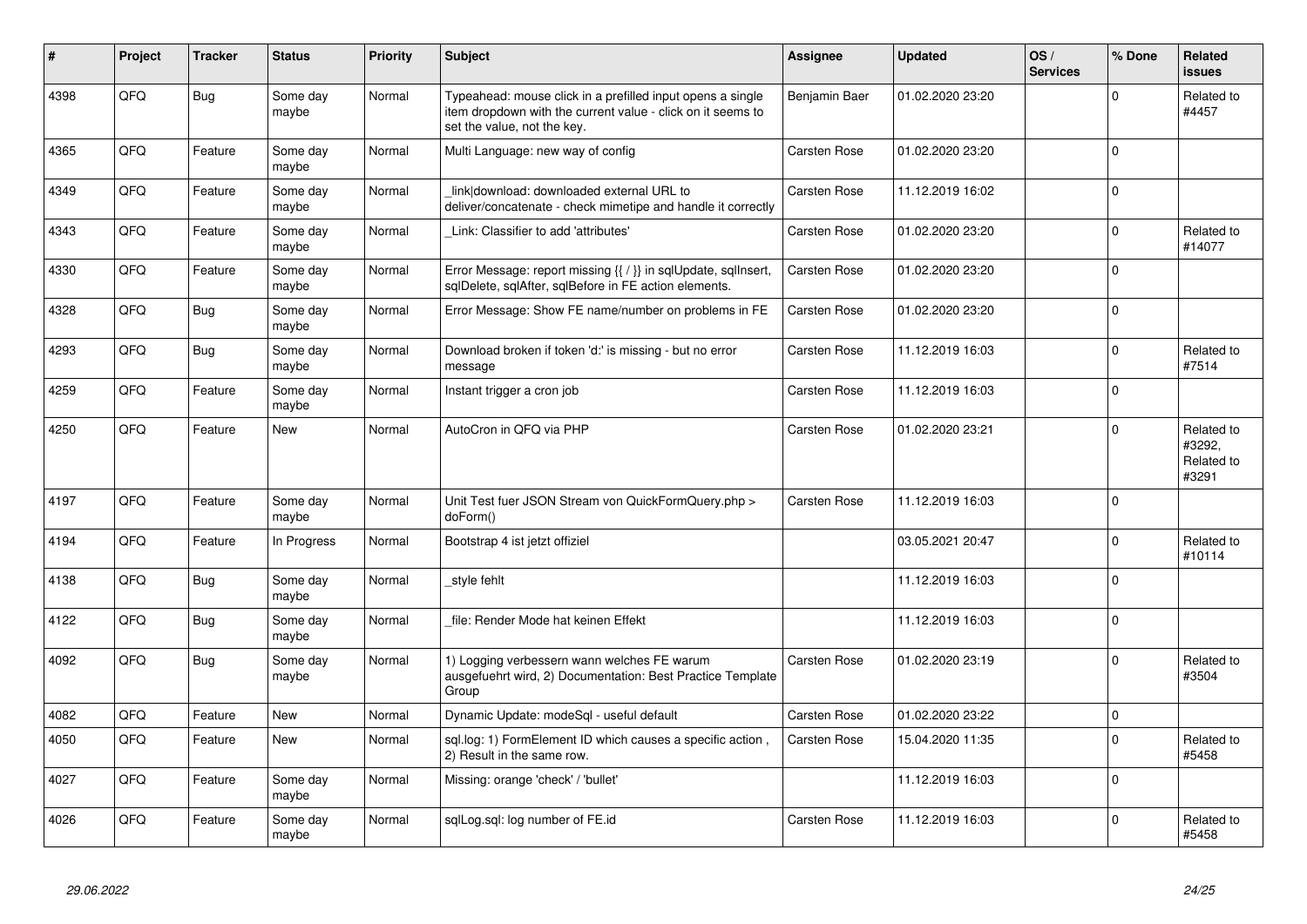| # | Project | Tracker | Status | Priority | Subject | Assignee | Updated | OS / Services | % Done | Related issues |
|---|---|---|---|---|---|---|---|---|---|---|
| 4398 | QFQ | Bug | Some day maybe | Normal | Typeahead: mouse click in a prefilled input opens a single item dropdown with the current value - click on it seems to set the value, not the key. | Benjamin Baer | 01.02.2020 23:20 | | 0 | Related to #4457 |
| 4365 | QFQ | Feature | Some day maybe | Normal | Multi Language: new way of config | Carsten Rose | 01.02.2020 23:20 | | 0 | |
| 4349 | QFQ | Feature | Some day maybe | Normal | _link\|download: downloaded external URL to deliver/concatenate - check mimetipe and handle it correctly | Carsten Rose | 11.12.2019 16:02 | | 0 | |
| 4343 | QFQ | Feature | Some day maybe | Normal | _Link: Classifier to add 'attributes' | Carsten Rose | 01.02.2020 23:20 | | 0 | Related to #14077 |
| 4330 | QFQ | Feature | Some day maybe | Normal | Error Message: report missing {{ / }} in sqlUpdate, sqlInsert, sqlDelete, sqlAfter, sqlBefore in FE action elements. | Carsten Rose | 01.02.2020 23:20 | | 0 | |
| 4328 | QFQ | Bug | Some day maybe | Normal | Error Message: Show FE name/number on problems in FE | Carsten Rose | 01.02.2020 23:20 | | 0 | |
| 4293 | QFQ | Bug | Some day maybe | Normal | Download broken if token 'd:' is missing - but no error message | Carsten Rose | 11.12.2019 16:03 | | 0 | Related to #7514 |
| 4259 | QFQ | Feature | Some day maybe | Normal | Instant trigger a cron job | Carsten Rose | 11.12.2019 16:03 | | 0 | |
| 4250 | QFQ | Feature | New | Normal | AutoCron in QFQ via PHP | Carsten Rose | 01.02.2020 23:21 | | 0 | Related to #3292, Related to #3291 |
| 4197 | QFQ | Feature | Some day maybe | Normal | Unit Test fuer JSON Stream von QuickFormQuery.php > doForm() | Carsten Rose | 11.12.2019 16:03 | | 0 | |
| 4194 | QFQ | Feature | In Progress | Normal | Bootstrap 4 ist jetzt offiziel | | 03.05.2021 20:47 | | 0 | Related to #10114 |
| 4138 | QFQ | Bug | Some day maybe | Normal | _style fehlt | | 11.12.2019 16:03 | | 0 | |
| 4122 | QFQ | Bug | Some day maybe | Normal | _file: Render Mode hat keinen Effekt | | 11.12.2019 16:03 | | 0 | |
| 4092 | QFQ | Bug | Some day maybe | Normal | 1) Logging verbessern wann welches FE warum ausgefuehrt wird, 2) Documentation: Best Practice Template Group | Carsten Rose | 01.02.2020 23:19 | | 0 | Related to #3504 |
| 4082 | QFQ | Feature | New | Normal | Dynamic Update: modeSql - useful default | Carsten Rose | 01.02.2020 23:22 | | 0 | |
| 4050 | QFQ | Feature | New | Normal | sql.log: 1) FormElement ID which causes a specific action , 2) Result in the same row. | Carsten Rose | 15.04.2020 11:35 | | 0 | Related to #5458 |
| 4027 | QFQ | Feature | Some day maybe | Normal | Missing: orange 'check' / 'bullet' | | 11.12.2019 16:03 | | 0 | |
| 4026 | QFQ | Feature | Some day maybe | Normal | sqlLog.sql: log number of FE.id | Carsten Rose | 11.12.2019 16:03 | | 0 | Related to #5458 |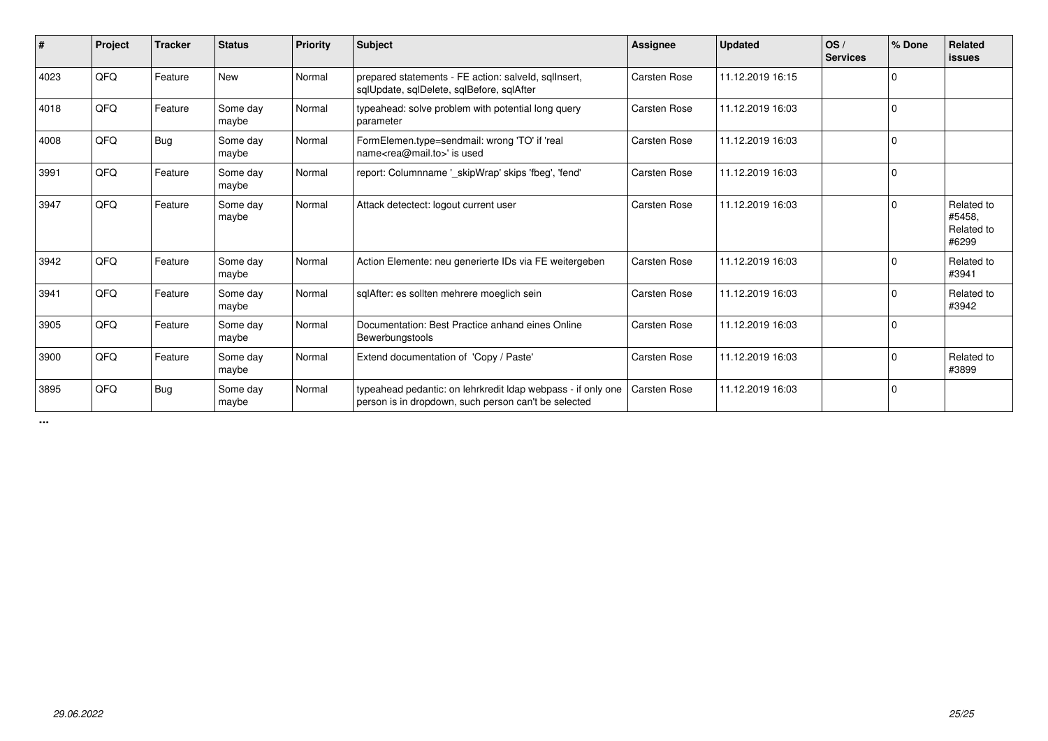| # | Project | Tracker | Status | Priority | Subject | Assignee | Updated | OS / Services | % Done | Related issues |
|---|---|---|---|---|---|---|---|---|---|---|
| 4023 | QFQ | Feature | New | Normal | prepared statements - FE action: salveld, sqlInsert, sqlUpdate, sqlDelete, sqlBefore, sqlAfter | Carsten Rose | 11.12.2019 16:15 | | 0 | |
| 4018 | QFQ | Feature | Some day maybe | Normal | typeahead: solve problem with potential long query parameter | Carsten Rose | 11.12.2019 16:03 | | 0 | |
| 4008 | QFQ | Bug | Some day maybe | Normal | FormElemen.type=sendmail: wrong 'TO' if 'real name<rea@mail.to>' is used | Carsten Rose | 11.12.2019 16:03 | | 0 | |
| 3991 | QFQ | Feature | Some day maybe | Normal | report: Columnname '_skipWrap' skips 'fbeg', 'fend' | Carsten Rose | 11.12.2019 16:03 | | 0 | |
| 3947 | QFQ | Feature | Some day maybe | Normal | Attack detectect: logout current user | Carsten Rose | 11.12.2019 16:03 | | 0 | Related to #5458, Related to #6299 |
| 3942 | QFQ | Feature | Some day maybe | Normal | Action Elemente: neu generierte IDs via FE weitergeben | Carsten Rose | 11.12.2019 16:03 | | 0 | Related to #3941 |
| 3941 | QFQ | Feature | Some day maybe | Normal | sqlAfter: es sollten mehrere moeglich sein | Carsten Rose | 11.12.2019 16:03 | | 0 | Related to #3942 |
| 3905 | QFQ | Feature | Some day maybe | Normal | Documentation: Best Practice anhand eines Online Bewerbungstools | Carsten Rose | 11.12.2019 16:03 | | 0 | |
| 3900 | QFQ | Feature | Some day maybe | Normal | Extend documentation of 'Copy / Paste' | Carsten Rose | 11.12.2019 16:03 | | 0 | Related to #3899 |
| 3895 | QFQ | Bug | Some day maybe | Normal | typeahead pedantic: on lehrkredit ldap webpass - if only one person is in dropdown, such person can't be selected | Carsten Rose | 11.12.2019 16:03 | | 0 | |

...